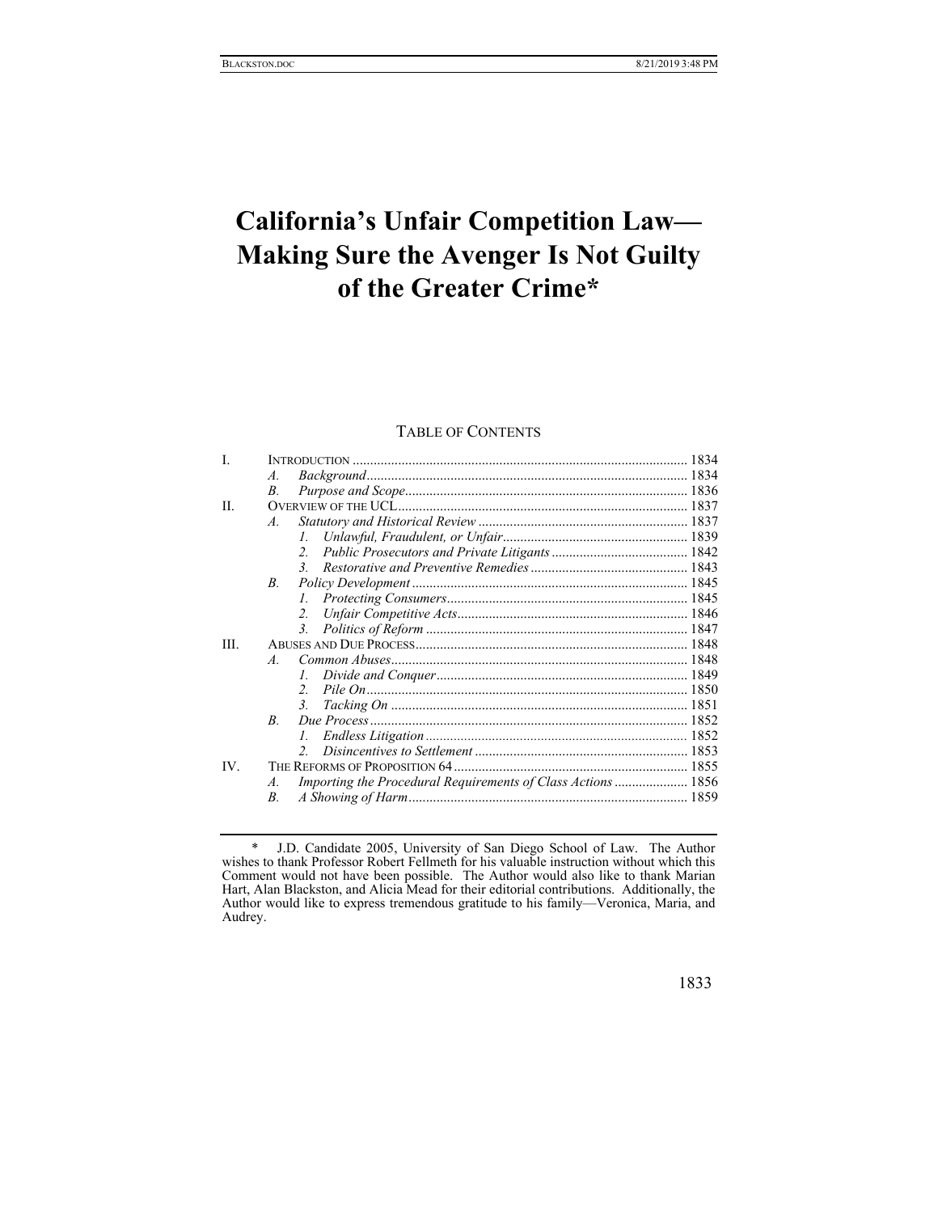# California's Unfair Competition Law—Making Sure the Avenger Is Not Guilty of the Greater Crime*

TABLE OF CONTENTS

| | | | |
|---|---|---|---|
| I. | INTRODUCTION | | 1834 |
| | *A.* | *Background* | 1834 |
| | *B.* | *Purpose and Scope* | 1836 |
| II. | OVERVIEW OF THE UCL | | 1837 |
| | *A.* | *Statutory and Historical Review* | 1837 |
| | | *1. Unlawful, Fraudulent, or Unfair* | 1839 |
| | | *2. Public Prosecutors and Private Litigants* | 1842 |
| | | *3. Restorative and Preventive Remedies* | 1843 |
| | *B.* | *Policy Development* | 1845 |
| | | *1. Protecting Consumers* | 1845 |
| | | *2. Unfair Competitive Acts* | 1846 |
| | | *3. Politics of Reform* | 1847 |
| III. | ABUSES AND DUE PROCESS | | 1848 |
| | *A.* | *Common Abuses* | 1848 |
| | | *1. Divide and Conquer* | 1849 |
| | | *2. Pile On* | 1850 |
| | | *3. Tacking On* | 1851 |
| | *B.* | *Due Process* | 1852 |
| | | *1. Endless Litigation* | 1852 |
| | | *2. Disincentives to Settlement* | 1853 |
| IV. | THE REFORMS OF PROPOSITION 64 | | 1855 |
| | *A.* | *Importing the Procedural Requirements of Class Actions* | 1856 |
| | *B.* | *A Showing of Harm* | 1859 |

\* J.D. Candidate 2005, University of San Diego School of Law. The Author wishes to thank Professor Robert Fellmeth for his valuable instruction without which this Comment would not have been possible. The Author would also like to thank Marian Hart, Alan Blackston, and Alicia Mead for their editorial contributions. Additionally, the Author would like to express tremendous gratitude to his family—Veronica, Maria, and Audrey.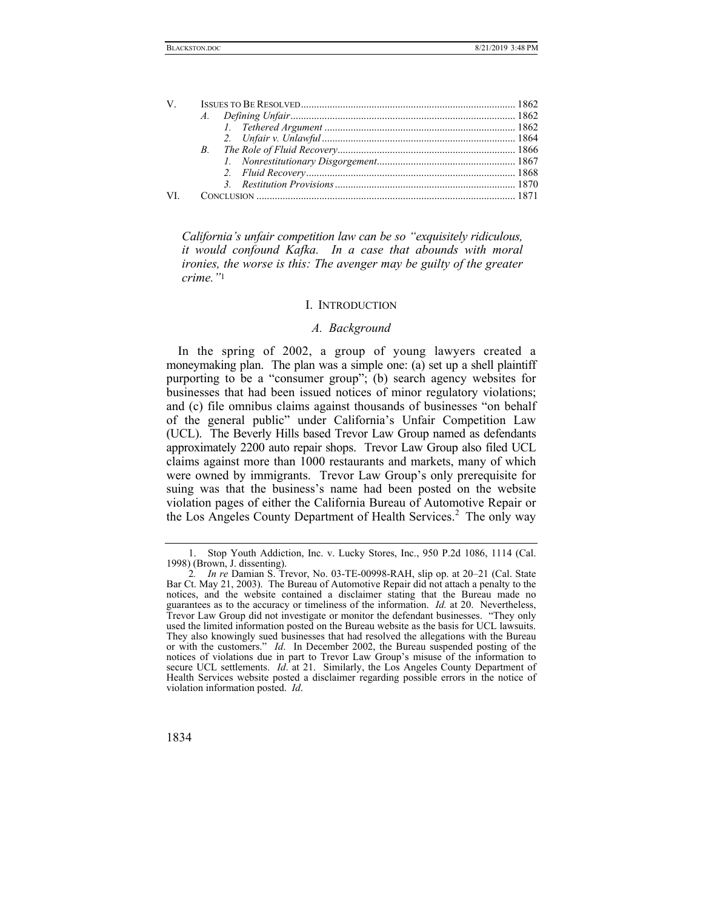| | | | |
|---|---|---|---|
| V. | | ISSUES TO BE RESOLVED | 1862 |
| | *A.* | *Defining Unfair* | 1862 |
| | | *1. Tethered Argument* | 1862 |
| | | *2. Unfair v. Unlawful* | 1864 |
| | *B.* | *The Role of Fluid Recovery* | 1866 |
| | | *1. Nonrestitutionary Disgorgement* | 1867 |
| | | *2. Fluid Recovery* | 1868 |
| | | *3. Restitution Provisions* | 1870 |
| VI. | | CONCLUSION | 1871 |

*California's unfair competition law can be so "exquisitely ridiculous, it would confound Kafka. In a case that abounds with moral ironies, the worse is this: The avenger may be guilty of the greater crime."*[1]

## I. INTRODUCTION

### *A. Background*

In the spring of 2002, a group of young lawyers created a moneymaking plan. The plan was a simple one: (a) set up a shell plaintiff purporting to be a "consumer group"; (b) search agency websites for businesses that had been issued notices of minor regulatory violations; and (c) file omnibus claims against thousands of businesses "on behalf of the general public" under California's Unfair Competition Law (UCL). The Beverly Hills based Trevor Law Group named as defendants approximately 2200 auto repair shops. Trevor Law Group also filed UCL claims against more than 1000 restaurants and markets, many of which were owned by immigrants. Trevor Law Group's only prerequisite for suing was that the business's name had been posted on the website violation pages of either the California Bureau of Automotive Repair or the Los Angeles County Department of Health Services.[2] The only way

---

1. Stop Youth Addiction, Inc. v. Lucky Stores, Inc., 950 P.2d 1086, 1114 (Cal. 1998) (Brown, J. dissenting).

2. *In re* Damian S. Trevor, No. 03-TE-00998-RAH, slip op. at 20–21 (Cal. State Bar Ct. May 21, 2003). The Bureau of Automotive Repair did not attach a penalty to the notices, and the website contained a disclaimer stating that the Bureau made no guarantees as to the accuracy or timeliness of the information. *Id.* at 20. Nevertheless, Trevor Law Group did not investigate or monitor the defendant businesses. "They only used the limited information posted on the Bureau website as the basis for UCL lawsuits. They also knowingly sued businesses that had resolved the allegations with the Bureau or with the customers." *Id*. In December 2002, the Bureau suspended posting of the notices of violations due in part to Trevor Law Group's misuse of the information to secure UCL settlements. *Id*. at 21. Similarly, the Los Angeles County Department of Health Services website posted a disclaimer regarding possible errors in the notice of violation information posted. *Id*.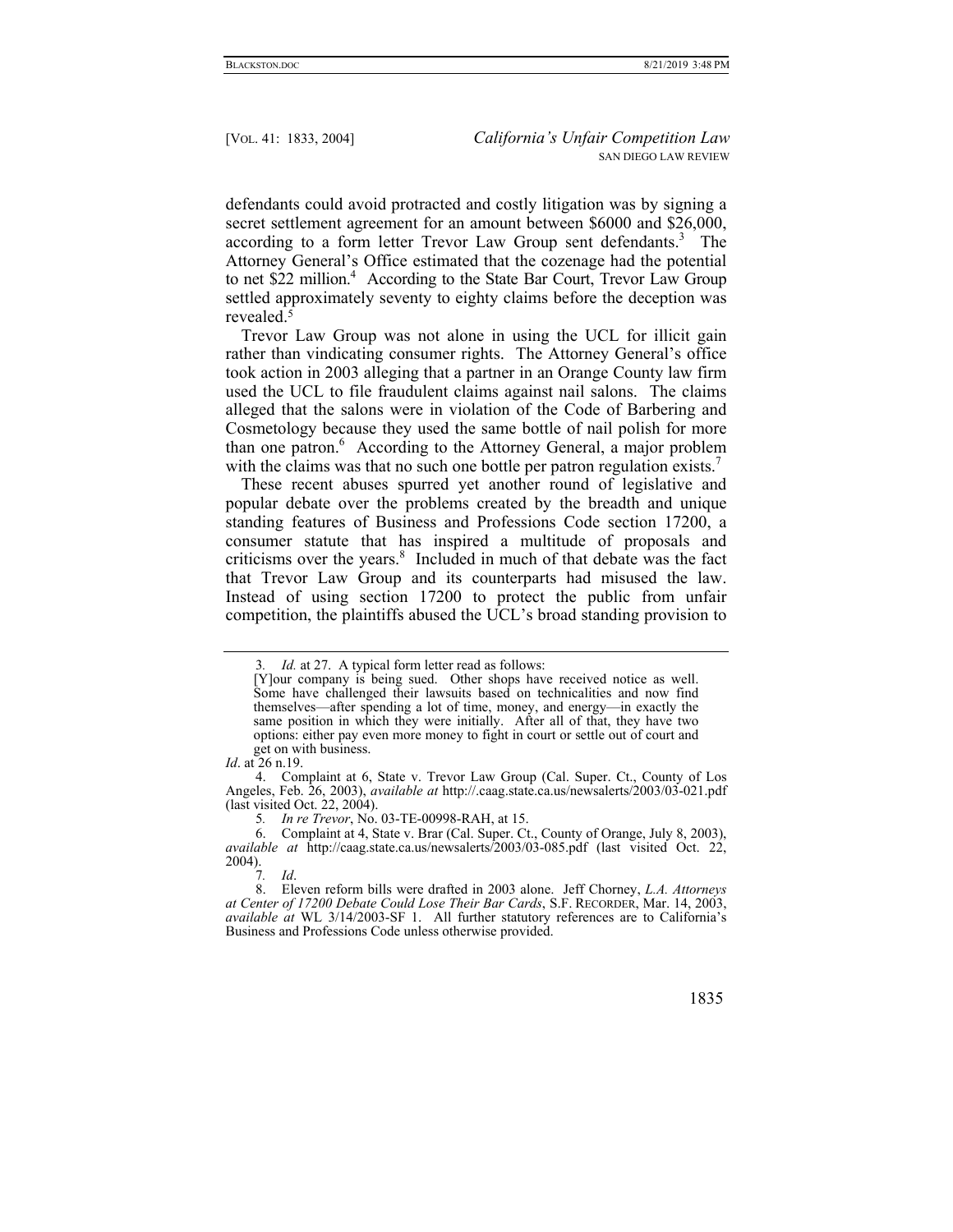defendants could avoid protracted and costly litigation was by signing a secret settlement agreement for an amount between $6000 and $26,000, according to a form letter Trevor Law Group sent defendants.[3] The Attorney General's Office estimated that the cozenage had the potential to net $22 million.[4] According to the State Bar Court, Trevor Law Group settled approximately seventy to eighty claims before the deception was revealed.[5]

Trevor Law Group was not alone in using the UCL for illicit gain rather than vindicating consumer rights. The Attorney General's office took action in 2003 alleging that a partner in an Orange County law firm used the UCL to file fraudulent claims against nail salons. The claims alleged that the salons were in violation of the Code of Barbering and Cosmetology because they used the same bottle of nail polish for more than one patron.[6] According to the Attorney General, a major problem with the claims was that no such one bottle per patron regulation exists.[7]

These recent abuses spurred yet another round of legislative and popular debate over the problems created by the breadth and unique standing features of Business and Professions Code section 17200, a consumer statute that has inspired a multitude of proposals and criticisms over the years.[8] Included in much of that debate was the fact that Trevor Law Group and its counterparts had misused the law. Instead of using section 17200 to protect the public from unfair competition, the plaintiffs abused the UCL's broad standing provision to

---

3. *Id.* at 27. A typical form letter read as follows:

> [Y]our company is being sued. Other shops have received notice as well. Some have challenged their lawsuits based on technicalities and now find themselves—after spending a lot of time, money, and energy—in exactly the same position in which they were initially. After all of that, they have two options: either pay even more money to fight in court or settle out of court and get on with business.

*Id*. at 26 n.19.

4. Complaint at 6, State v. Trevor Law Group (Cal. Super. Ct., County of Los Angeles, Feb. 26, 2003), *available at* http://.caag.state.ca.us/newsalerts/2003/03-021.pdf (last visited Oct. 22, 2004).

5. *In re Trevor*, No. 03-TE-00998-RAH, at 15.

6. Complaint at 4, State v. Brar (Cal. Super. Ct., County of Orange, July 8, 2003), *available at* http://caag.state.ca.us/newsalerts/2003/03-085.pdf (last visited Oct. 22, 2004).

7. *Id*.

8. Eleven reform bills were drafted in 2003 alone. Jeff Chorney, *L.A. Attorneys at Center of 17200 Debate Could Lose Their Bar Cards*, S.F. RECORDER, Mar. 14, 2003, *available at* WL 3/14/2003-SF 1. All further statutory references are to California's Business and Professions Code unless otherwise provided.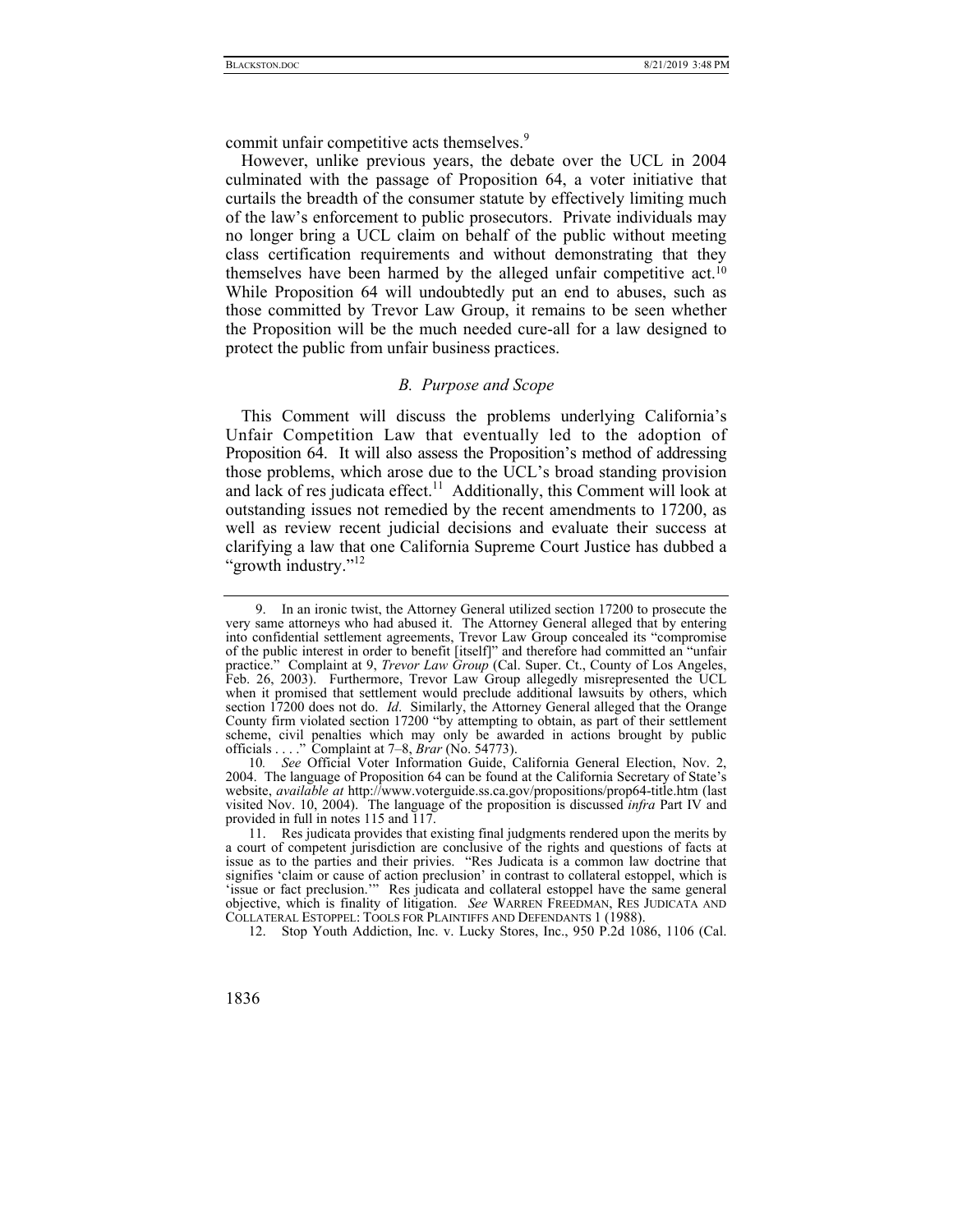commit unfair competitive acts themselves.[9]

However, unlike previous years, the debate over the UCL in 2004 culminated with the passage of Proposition 64, a voter initiative that curtails the breadth of the consumer statute by effectively limiting much of the law's enforcement to public prosecutors. Private individuals may no longer bring a UCL claim on behalf of the public without meeting class certification requirements and without demonstrating that they themselves have been harmed by the alleged unfair competitive act.[10] While Proposition 64 will undoubtedly put an end to abuses, such as those committed by Trevor Law Group, it remains to be seen whether the Proposition will be the much needed cure-all for a law designed to protect the public from unfair business practices.

### *B. Purpose and Scope*

This Comment will discuss the problems underlying California's Unfair Competition Law that eventually led to the adoption of Proposition 64. It will also assess the Proposition's method of addressing those problems, which arose due to the UCL's broad standing provision and lack of res judicata effect.[11] Additionally, this Comment will look at outstanding issues not remedied by the recent amendments to 17200, as well as review recent judicial decisions and evaluate their success at clarifying a law that one California Supreme Court Justice has dubbed a "growth industry."[12]

---

9. In an ironic twist, the Attorney General utilized section 17200 to prosecute the very same attorneys who had abused it. The Attorney General alleged that by entering into confidential settlement agreements, Trevor Law Group concealed its "compromise of the public interest in order to benefit [itself]" and therefore had committed an "unfair practice." Complaint at 9, *Trevor Law Group* (Cal. Super. Ct., County of Los Angeles, Feb. 26, 2003). Furthermore, Trevor Law Group allegedly misrepresented the UCL when it promised that settlement would preclude additional lawsuits by others, which section 17200 does not do. *Id*. Similarly, the Attorney General alleged that the Orange County firm violated section 17200 "by attempting to obtain, as part of their settlement scheme, civil penalties which may only be awarded in actions brought by public officials . . . ." Complaint at 7–8, *Brar* (No. 54773).

10. *See* Official Voter Information Guide, California General Election, Nov. 2, 2004. The language of Proposition 64 can be found at the California Secretary of State's website, *available at* http://www.voterguide.ss.ca.gov/propositions/prop64-title.htm (last visited Nov. 10, 2004). The language of the proposition is discussed *infra* Part IV and provided in full in notes 115 and 117.

11. Res judicata provides that existing final judgments rendered upon the merits by a court of competent jurisdiction are conclusive of the rights and questions of facts at issue as to the parties and their privies. "Res Judicata is a common law doctrine that signifies 'claim or cause of action preclusion' in contrast to collateral estoppel, which is 'issue or fact preclusion.'" Res judicata and collateral estoppel have the same general objective, which is finality of litigation. *See* WARREN FREEDMAN, RES JUDICATA AND COLLATERAL ESTOPPEL: TOOLS FOR PLAINTIFFS AND DEFENDANTS 1 (1988).

12. Stop Youth Addiction, Inc. v. Lucky Stores, Inc., 950 P.2d 1086, 1106 (Cal.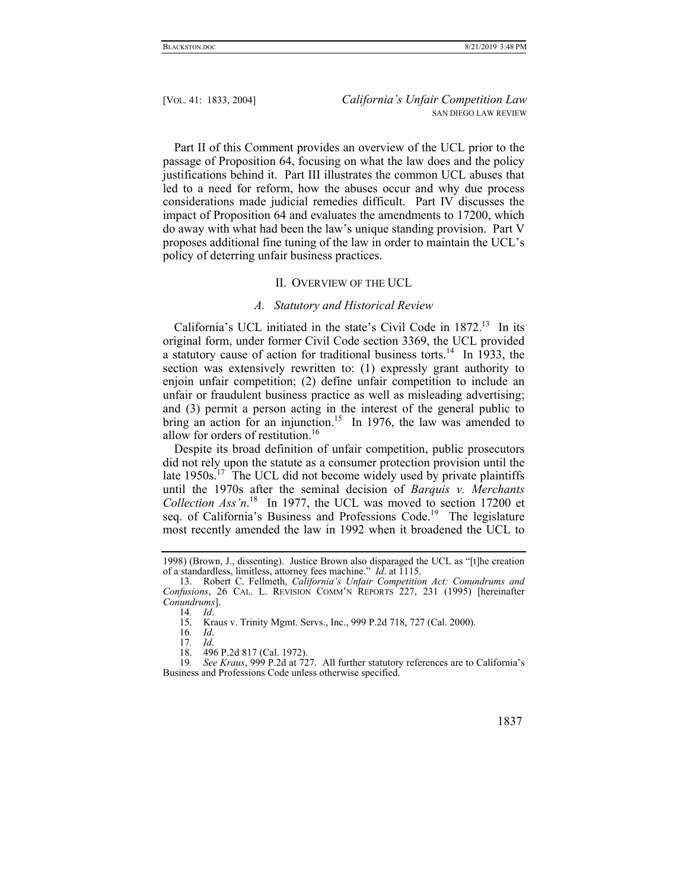Part II of this Comment provides an overview of the UCL prior to the passage of Proposition 64, focusing on what the law does and the policy justifications behind it. Part III illustrates the common UCL abuses that led to a need for reform, how the abuses occur and why due process considerations made judicial remedies difficult. Part IV discusses the impact of Proposition 64 and evaluates the amendments to 17200, which do away with what had been the law's unique standing provision. Part V proposes additional fine tuning of the law in order to maintain the UCL's policy of deterring unfair business practices.

## II. Overview of the UCL

### *A. Statutory and Historical Review*

California's UCL initiated in the state's Civil Code in 1872.[13] In its original form, under former Civil Code section 3369, the UCL provided a statutory cause of action for traditional business torts.[14] In 1933, the section was extensively rewritten to: (1) expressly grant authority to enjoin unfair competition; (2) define unfair competition to include an unfair or fraudulent business practice as well as misleading advertising; and (3) permit a person acting in the interest of the general public to bring an action for an injunction.[15] In 1976, the law was amended to allow for orders of restitution.[16]

Despite its broad definition of unfair competition, public prosecutors did not rely upon the statute as a consumer protection provision until the late 1950s.[17] The UCL did not become widely used by private plaintiffs until the 1970s after the seminal decision of *Barquis v. Merchants Collection Ass'n*.[18] In 1977, the UCL was moved to section 17200 et seq. of California's Business and Professions Code.[19] The legislature most recently amended the law in 1992 when it broadened the UCL to

---

1998) (Brown, J., dissenting). Justice Brown also disparaged the UCL as "[t]he creation of a standardless, limitless, attorney fees machine." *Id.* at 1115.

13. Robert C. Fellmeth, *California's Unfair Competition Act: Conundrums and Confusions*, 26 Cal. L. Revision Comm'n Reports 227, 231 (1995) [hereinafter *Conundrums*].

14. *Id*.

15. Kraus v. Trinity Mgmt. Servs., Inc., 999 P.2d 718, 727 (Cal. 2000).

16. *Id*.

17. *Id*.

18. 496 P.2d 817 (Cal. 1972).

19. *See Kraus*, 999 P.2d at 727. All further statutory references are to California's Business and Professions Code unless otherwise specified.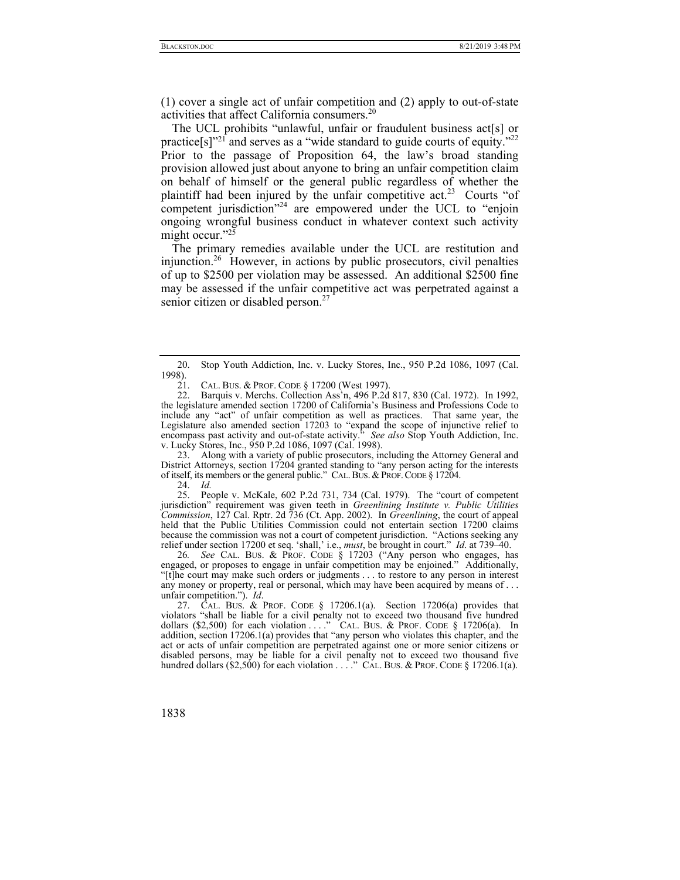(1) cover a single act of unfair competition and (2) apply to out-of-state activities that affect California consumers.[20]

The UCL prohibits "unlawful, unfair or fraudulent business act[s] or practice[s]"[21] and serves as a "wide standard to guide courts of equity."[22] Prior to the passage of Proposition 64, the law's broad standing provision allowed just about anyone to bring an unfair competition claim on behalf of himself or the general public regardless of whether the plaintiff had been injured by the unfair competitive act.[23] Courts "of competent jurisdiction"[24] are empowered under the UCL to "enjoin ongoing wrongful business conduct in whatever context such activity might occur."[25]

The primary remedies available under the UCL are restitution and injunction.[26] However, in actions by public prosecutors, civil penalties of up to $2500 per violation may be assessed. An additional $2500 fine may be assessed if the unfair competitive act was perpetrated against a senior citizen or disabled person.[27]

---

20. Stop Youth Addiction, Inc. v. Lucky Stores, Inc., 950 P.2d 1086, 1097 (Cal. 1998).

21. CAL. BUS. & PROF. CODE § 17200 (West 1997).

22. Barquis v. Merchs. Collection Ass'n, 496 P.2d 817, 830 (Cal. 1972). In 1992, the legislature amended section 17200 of California's Business and Professions Code to include any "act" of unfair competition as well as practices. That same year, the Legislature also amended section 17203 to "expand the scope of injunctive relief to encompass past activity and out-of-state activity." *See also* Stop Youth Addiction, Inc. v. Lucky Stores, Inc., 950 P.2d 1086, 1097 (Cal. 1998).

23. Along with a variety of public prosecutors, including the Attorney General and District Attorneys, section 17204 granted standing to "any person acting for the interests of itself, its members or the general public." CAL. BUS. & PROF. CODE § 17204.

24. *Id.*

25. People v. McKale, 602 P.2d 731, 734 (Cal. 1979). The "court of competent jurisdiction" requirement was given teeth in *Greenlining Institute v. Public Utilities Commission*, 127 Cal. Rptr. 2d 736 (Ct. App. 2002). In *Greenlining*, the court of appeal held that the Public Utilities Commission could not entertain section 17200 claims because the commission was not a court of competent jurisdiction. "Actions seeking any relief under section 17200 et seq. 'shall,' i.e., *must*, be brought in court." *Id*. at 739–40.

26. *See* CAL. BUS. & PROF. CODE § 17203 ("Any person who engages, has engaged, or proposes to engage in unfair competition may be enjoined." Additionally, "[t]he court may make such orders or judgments . . . to restore to any person in interest any money or property, real or personal, which may have been acquired by means of . . . unfair competition."). *Id*.

27. CAL. BUS. & PROF. CODE § 17206.1(a). Section 17206(a) provides that violators "shall be liable for a civil penalty not to exceed two thousand five hundred dollars ($2,500) for each violation . . . ." CAL. BUS. & PROF. CODE § 17206(a). In addition, section 17206.1(a) provides that "any person who violates this chapter, and the act or acts of unfair competition are perpetrated against one or more senior citizens or disabled persons, may be liable for a civil penalty not to exceed two thousand five hundred dollars ($2,500) for each violation . . . ." CAL. BUS. & PROF. CODE § 17206.1(a).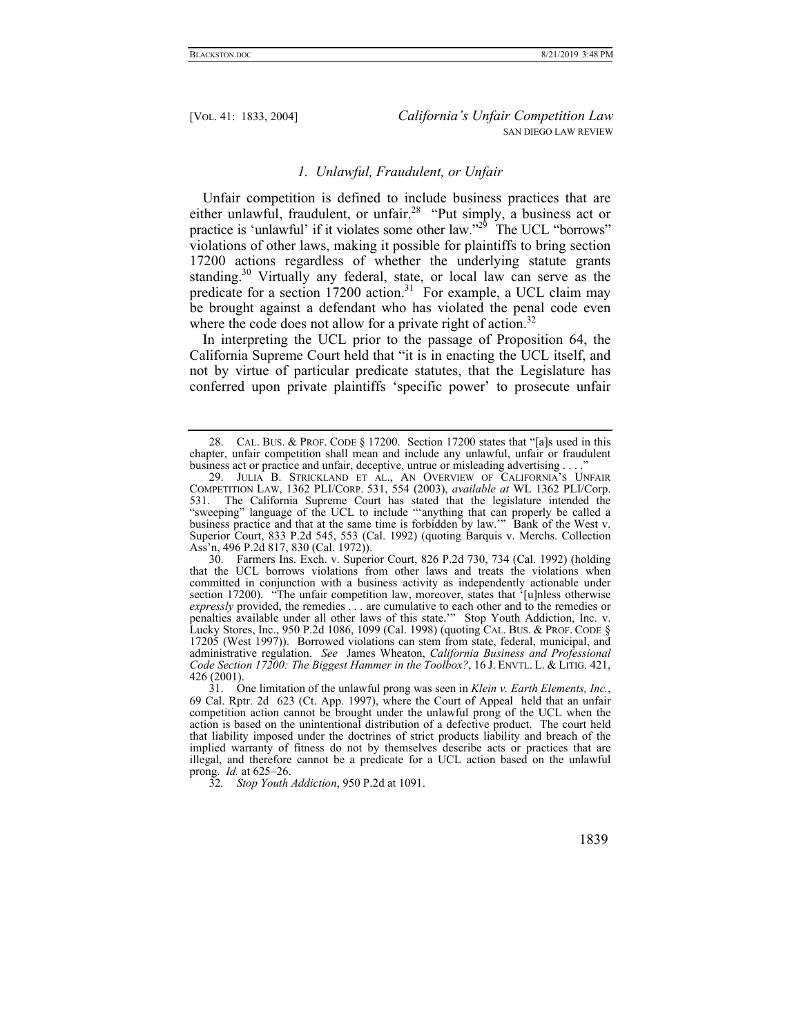### *1. Unlawful, Fraudulent, or Unfair*

Unfair competition is defined to include business practices that are either unlawful, fraudulent, or unfair.[28] "Put simply, a business act or practice is 'unlawful' if it violates some other law."[29] The UCL "borrows" violations of other laws, making it possible for plaintiffs to bring section 17200 actions regardless of whether the underlying statute grants standing.[30] Virtually any federal, state, or local law can serve as the predicate for a section 17200 action.[31] For example, a UCL claim may be brought against a defendant who has violated the penal code even where the code does not allow for a private right of action.[32]

In interpreting the UCL prior to the passage of Proposition 64, the California Supreme Court held that "it is in enacting the UCL itself, and not by virtue of particular predicate statutes, that the Legislature has conferred upon private plaintiffs 'specific power' to prosecute unfair

---

28. CAL. BUS. & PROF. CODE § 17200. Section 17200 states that "[a]s used in this chapter, unfair competition shall mean and include any unlawful, unfair or fraudulent business act or practice and unfair, deceptive, untrue or misleading advertising . . . ."

29. JULIA B. STRICKLAND ET AL., AN OVERVIEW OF CALIFORNIA'S UNFAIR COMPETITION LAW, 1362 PLI/CORP. 531, 554 (2003), *available at* WL 1362 PLI/Corp. 531. The California Supreme Court has stated that the legislature intended the "sweeping" language of the UCL to include "'anything that can properly be called a business practice and that at the same time is forbidden by law.'" Bank of the West v. Superior Court, 833 P.2d 545, 553 (Cal. 1992) (quoting Barquis v. Merchs. Collection Ass'n, 496 P.2d 817, 830 (Cal. 1972)).

30. Farmers Ins. Exch. v. Superior Court, 826 P.2d 730, 734 (Cal. 1992) (holding that the UCL borrows violations from other laws and treats the violations when committed in conjunction with a business activity as independently actionable under section 17200). "The unfair competition law, moreover, states that '[u]nless otherwise *expressly* provided, the remedies . . . are cumulative to each other and to the remedies or penalties available under all other laws of this state.'" Stop Youth Addiction, Inc. v. Lucky Stores, Inc., 950 P.2d 1086, 1099 (Cal. 1998) (quoting CAL. BUS. & PROF. CODE § 17205 (West 1997)). Borrowed violations can stem from state, federal, municipal, and administrative regulation. *See* James Wheaton, *California Business and Professional Code Section 17200: The Biggest Hammer in the Toolbox?*, 16 J. ENVTL. L. & LITIG. 421, 426 (2001).

31. One limitation of the unlawful prong was seen in *Klein v. Earth Elements, Inc.*, 69 Cal. Rptr. 2d 623 (Ct. App. 1997), where the Court of Appeal held that an unfair competition action cannot be brought under the unlawful prong of the UCL when the action is based on the unintentional distribution of a defective product. The court held that liability imposed under the doctrines of strict products liability and breach of the implied warranty of fitness do not by themselves describe acts or practices that are illegal, and therefore cannot be a predicate for a UCL action based on the unlawful prong. *Id.* at 625–26.

32. *Stop Youth Addiction*, 950 P.2d at 1091.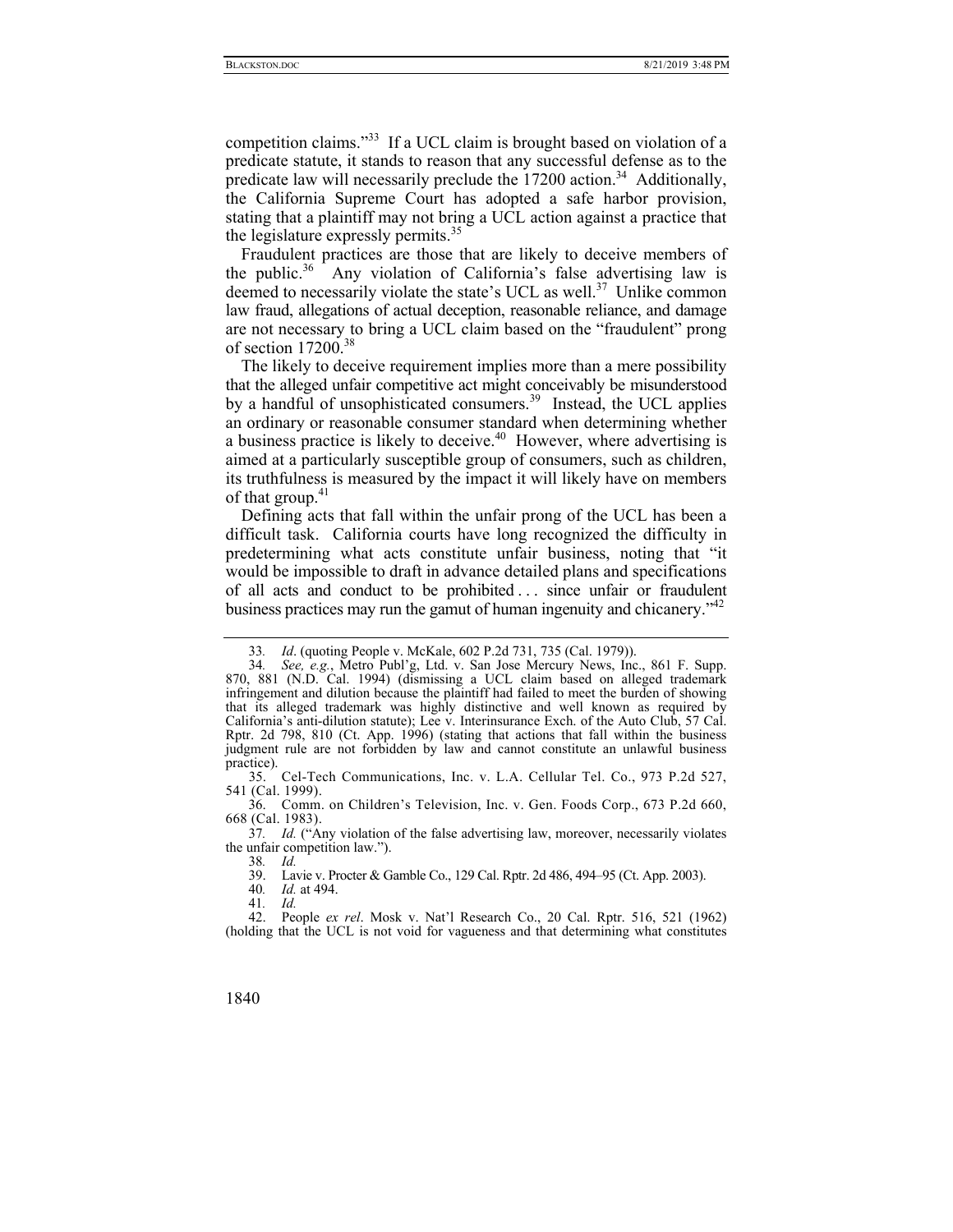competition claims."[33] If a UCL claim is brought based on violation of a predicate statute, it stands to reason that any successful defense as to the predicate law will necessarily preclude the 17200 action.[34] Additionally, the California Supreme Court has adopted a safe harbor provision, stating that a plaintiff may not bring a UCL action against a practice that the legislature expressly permits.[35]

Fraudulent practices are those that are likely to deceive members of the public.[36] Any violation of California's false advertising law is deemed to necessarily violate the state's UCL as well.[37] Unlike common law fraud, allegations of actual deception, reasonable reliance, and damage are not necessary to bring a UCL claim based on the "fraudulent" prong of section 17200.[38]

The likely to deceive requirement implies more than a mere possibility that the alleged unfair competitive act might conceivably be misunderstood by a handful of unsophisticated consumers.[39] Instead, the UCL applies an ordinary or reasonable consumer standard when determining whether a business practice is likely to deceive.[40] However, where advertising is aimed at a particularly susceptible group of consumers, such as children, its truthfulness is measured by the impact it will likely have on members of that group.[41]

Defining acts that fall within the unfair prong of the UCL has been a difficult task. California courts have long recognized the difficulty in predetermining what acts constitute unfair business, noting that "it would be impossible to draft in advance detailed plans and specifications of all acts and conduct to be prohibited . . . since unfair or fraudulent business practices may run the gamut of human ingenuity and chicanery."[42]

---

33. *Id*. (quoting People v. McKale, 602 P.2d 731, 735 (Cal. 1979)).

34. *See, e.g.*, Metro Publ'g, Ltd. v. San Jose Mercury News, Inc., 861 F. Supp. 870, 881 (N.D. Cal. 1994) (dismissing a UCL claim based on alleged trademark infringement and dilution because the plaintiff had failed to meet the burden of showing that its alleged trademark was highly distinctive and well known as required by California's anti-dilution statute); Lee v. Interinsurance Exch. of the Auto Club, 57 Cal. Rptr. 2d 798, 810 (Ct. App. 1996) (stating that actions that fall within the business judgment rule are not forbidden by law and cannot constitute an unlawful business practice).

35. Cel-Tech Communications, Inc. v. L.A. Cellular Tel. Co., 973 P.2d 527, 541 (Cal. 1999).

36. Comm. on Children's Television, Inc. v. Gen. Foods Corp., 673 P.2d 660, 668 (Cal. 1983).

37. *Id.* ("Any violation of the false advertising law, moreover, necessarily violates the unfair competition law.").

38. *Id.*

39. Lavie v. Procter & Gamble Co., 129 Cal. Rptr. 2d 486, 494–95 (Ct. App. 2003).

40. *Id.* at 494.

41. *Id.*

42. People *ex rel*. Mosk v. Nat'l Research Co., 20 Cal. Rptr. 516, 521 (1962) (holding that the UCL is not void for vagueness and that determining what constitutes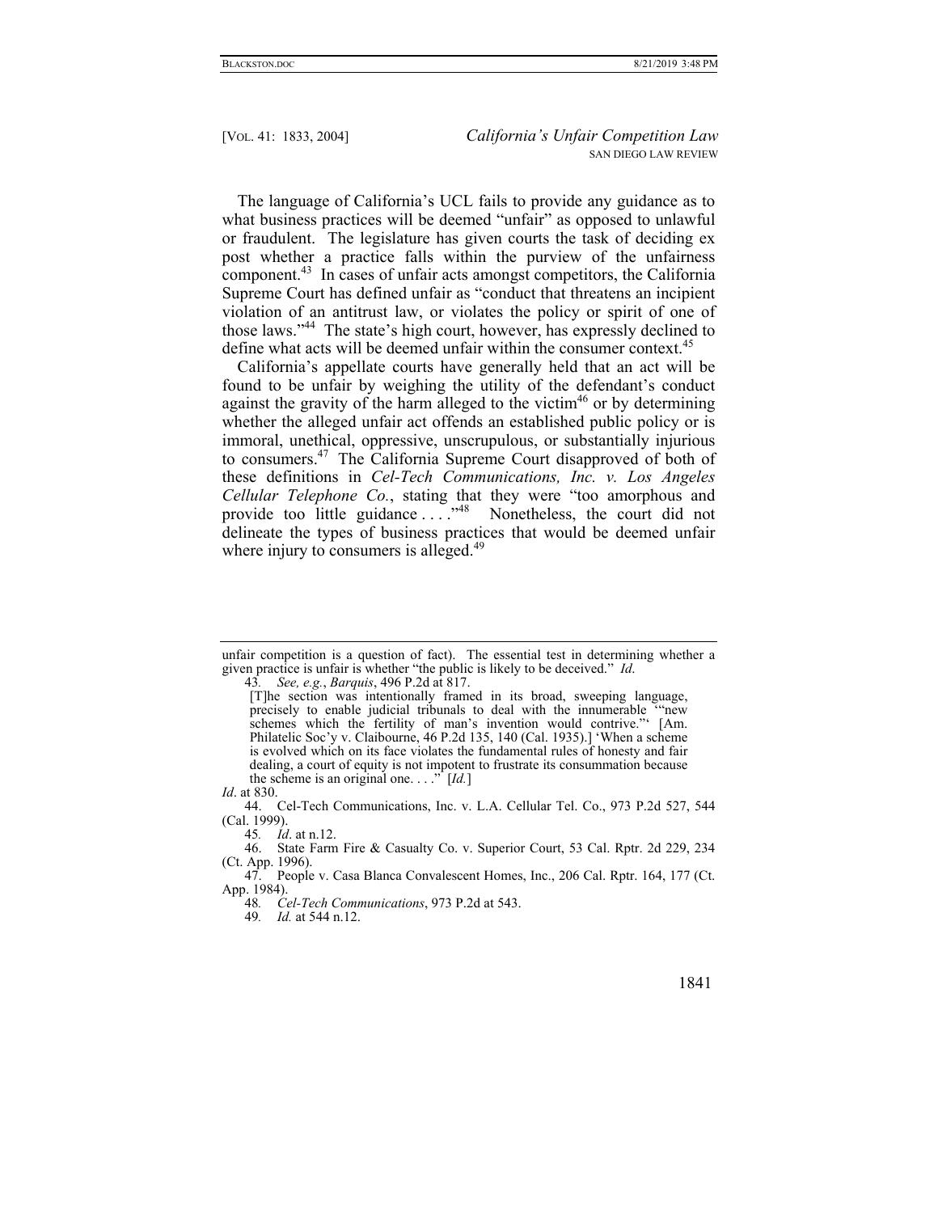The language of California's UCL fails to provide any guidance as to what business practices will be deemed "unfair" as opposed to unlawful or fraudulent. The legislature has given courts the task of deciding ex post whether a practice falls within the purview of the unfairness component.[43] In cases of unfair acts amongst competitors, the California Supreme Court has defined unfair as "conduct that threatens an incipient violation of an antitrust law, or violates the policy or spirit of one of those laws."[44] The state's high court, however, has expressly declined to define what acts will be deemed unfair within the consumer context.[45]

California's appellate courts have generally held that an act will be found to be unfair by weighing the utility of the defendant's conduct against the gravity of the harm alleged to the victim[46] or by determining whether the alleged unfair act offends an established public policy or is immoral, unethical, oppressive, unscrupulous, or substantially injurious to consumers.[47] The California Supreme Court disapproved of both of these definitions in *Cel-Tech Communications, Inc. v. Los Angeles Cellular Telephone Co.*, stating that they were "too amorphous and provide too little guidance . . . ."[48] Nonetheless, the court did not delineate the types of business practices that would be deemed unfair where injury to consumers is alleged.[49]

---

unfair competition is a question of fact). The essential test in determining whether a given practice is unfair is whether "the public is likely to be deceived." *Id.*

43. *See, e.g.*, *Barquis*, 496 P.2d at 817.

> [T]he section was intentionally framed in its broad, sweeping language, precisely to enable judicial tribunals to deal with the innumerable '"new schemes which the fertility of man's invention would contrive."' [Am. Philatelic Soc'y v. Claibourne, 46 P.2d 135, 140 (Cal. 1935).] 'When a scheme is evolved which on its face violates the fundamental rules of honesty and fair dealing, a court of equity is not impotent to frustrate its consummation because the scheme is an original one. . . .' [*Id.*]

*Id*. at 830.

44. Cel-Tech Communications, Inc. v. L.A. Cellular Tel. Co., 973 P.2d 527, 544 (Cal. 1999).

45. *Id*. at n.12.

46. State Farm Fire & Casualty Co. v. Superior Court, 53 Cal. Rptr. 2d 229, 234 (Ct. App. 1996).

47. People v. Casa Blanca Convalescent Homes, Inc., 206 Cal. Rptr. 164, 177 (Ct. App. 1984).

48. *Cel-Tech Communications*, 973 P.2d at 543.

49. *Id.* at 544 n.12.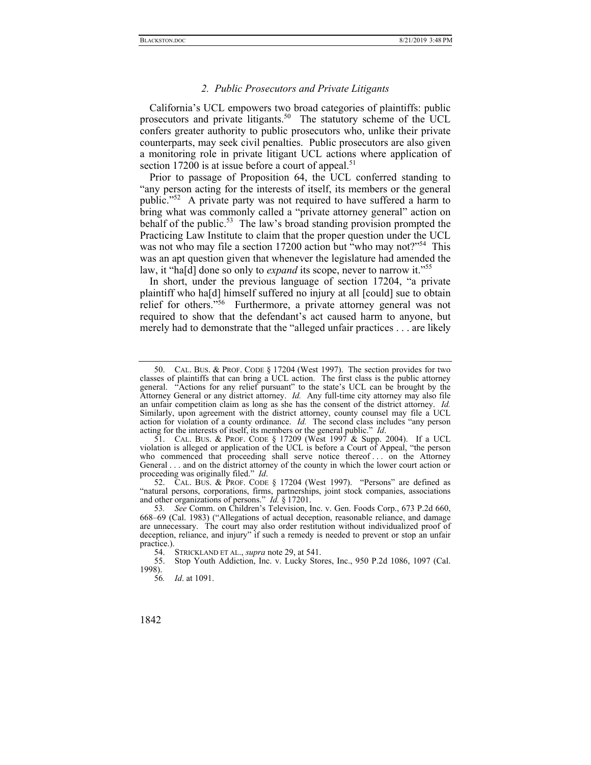### *2. Public Prosecutors and Private Litigants*

California's UCL empowers two broad categories of plaintiffs: public prosecutors and private litigants.[50] The statutory scheme of the UCL confers greater authority to public prosecutors who, unlike their private counterparts, may seek civil penalties. Public prosecutors are also given a monitoring role in private litigant UCL actions where application of section 17200 is at issue before a court of appeal.[51]

Prior to passage of Proposition 64, the UCL conferred standing to "any person acting for the interests of itself, its members or the general public."[52] A private party was not required to have suffered a harm to bring what was commonly called a "private attorney general" action on behalf of the public.[53] The law's broad standing provision prompted the Practicing Law Institute to claim that the proper question under the UCL was not who may file a section 17200 action but "who may not?"[54] This was an apt question given that whenever the legislature had amended the law, it "ha[d] done so only to *expand* its scope, never to narrow it."[55]

In short, under the previous language of section 17204, "a private plaintiff who ha[d] himself suffered no injury at all [could] sue to obtain relief for others."[56] Furthermore, a private attorney general was not required to show that the defendant's act caused harm to anyone, but merely had to demonstrate that the "alleged unfair practices . . . are likely

---

50. CAL. BUS. & PROF. CODE § 17204 (West 1997). The section provides for two classes of plaintiffs that can bring a UCL action. The first class is the public attorney general. "Actions for any relief pursuant" to the state's UCL can be brought by the Attorney General or any district attorney. *Id.* Any full-time city attorney may also file an unfair competition claim as long as she has the consent of the district attorney. *Id.* Similarly, upon agreement with the district attorney, county counsel may file a UCL action for violation of a county ordinance. *Id.* The second class includes "any person acting for the interests of itself, its members or the general public." *Id*.

51. CAL. BUS. & PROF. CODE § 17209 (West 1997 & Supp. 2004). If a UCL violation is alleged or application of the UCL is before a Court of Appeal, "the person who commenced that proceeding shall serve notice thereof . . . on the Attorney General . . . and on the district attorney of the county in which the lower court action or proceeding was originally filed." *Id*.

52. CAL. BUS. & PROF. CODE § 17204 (West 1997). "Persons" are defined as "natural persons, corporations, firms, partnerships, joint stock companies, associations and other organizations of persons." *Id.* § 17201.

53. *See* Comm. on Children's Television, Inc. v. Gen. Foods Corp., 673 P.2d 660, 668–69 (Cal. 1983) ("Allegations of actual deception, reasonable reliance, and damage are unnecessary. The court may also order restitution without individualized proof of deception, reliance, and injury" if such a remedy is needed to prevent or stop an unfair practice.).

54. STRICKLAND ET AL., *supra* note 29, at 541.

55. Stop Youth Addiction, Inc. v. Lucky Stores, Inc., 950 P.2d 1086, 1097 (Cal. 1998).

56. *Id*. at 1091.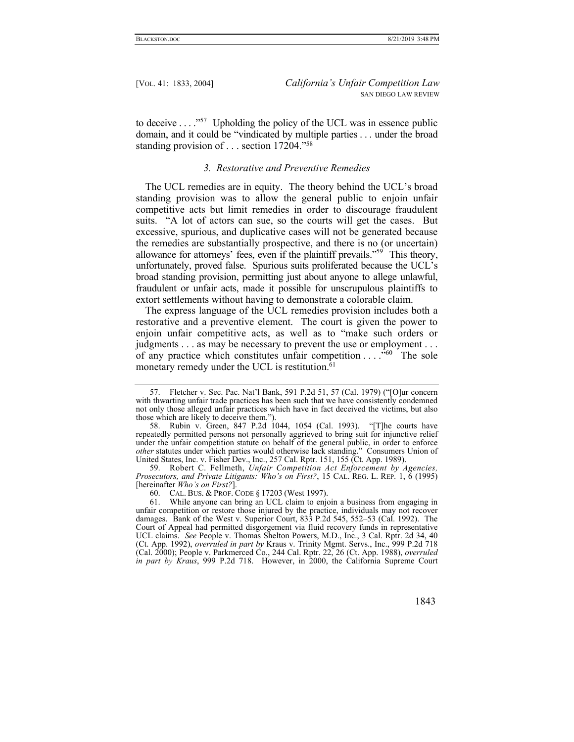to deceive . . . ."[57] Upholding the policy of the UCL was in essence public domain, and it could be "vindicated by multiple parties . . . under the broad standing provision of . . . section 17204."[58]

### *3. Restorative and Preventive Remedies*

The UCL remedies are in equity. The theory behind the UCL's broad standing provision was to allow the general public to enjoin unfair competitive acts but limit remedies in order to discourage fraudulent suits. "A lot of actors can sue, so the courts will get the cases. But excessive, spurious, and duplicative cases will not be generated because the remedies are substantially prospective, and there is no (or uncertain) allowance for attorneys' fees, even if the plaintiff prevails."[59] This theory, unfortunately, proved false. Spurious suits proliferated because the UCL's broad standing provision, permitting just about anyone to allege unlawful, fraudulent or unfair acts, made it possible for unscrupulous plaintiffs to extort settlements without having to demonstrate a colorable claim.

The express language of the UCL remedies provision includes both a restorative and a preventive element. The court is given the power to enjoin unfair competitive acts, as well as to "make such orders or judgments . . . as may be necessary to prevent the use or employment . . . of any practice which constitutes unfair competition . . . ."[60] The sole monetary remedy under the UCL is restitution.[61]

---

57. Fletcher v. Sec. Pac. Nat'l Bank, 591 P.2d 51, 57 (Cal. 1979) ("[O]ur concern with thwarting unfair trade practices has been such that we have consistently condemned not only those alleged unfair practices which have in fact deceived the victims, but also those which are likely to deceive them.").

58. Rubin v. Green, 847 P.2d 1044, 1054 (Cal. 1993). "[T]he courts have repeatedly permitted persons not personally aggrieved to bring suit for injunctive relief under the unfair competition statute on behalf of the general public, in order to enforce *other* statutes under which parties would otherwise lack standing." Consumers Union of United States, Inc. v. Fisher Dev., Inc., 257 Cal. Rptr. 151, 155 (Ct. App. 1989).

59. Robert C. Fellmeth, *Unfair Competition Act Enforcement by Agencies, Prosecutors, and Private Litigants: Who's on First?*, 15 CAL. REG. L. REP. 1, 6 (1995) [hereinafter *Who's on First?*].

60. CAL. BUS. & PROF. CODE § 17203 (West 1997).

61. While anyone can bring an UCL claim to enjoin a business from engaging in unfair competition or restore those injured by the practice, individuals may not recover damages. Bank of the West v. Superior Court, 833 P.2d 545, 552–53 (Cal. 1992). The Court of Appeal had permitted disgorgement via fluid recovery funds in representative UCL claims. *See* People v. Thomas Shelton Powers, M.D., Inc., 3 Cal. Rptr. 2d 34, 40 (Ct. App. 1992), *overruled in part by* Kraus v. Trinity Mgmt. Servs., Inc., 999 P.2d 718 (Cal. 2000); People v. Parkmerced Co., 244 Cal. Rptr. 22, 26 (Ct. App. 1988), *overruled in part by Kraus*, 999 P.2d 718. However, in 2000, the California Supreme Court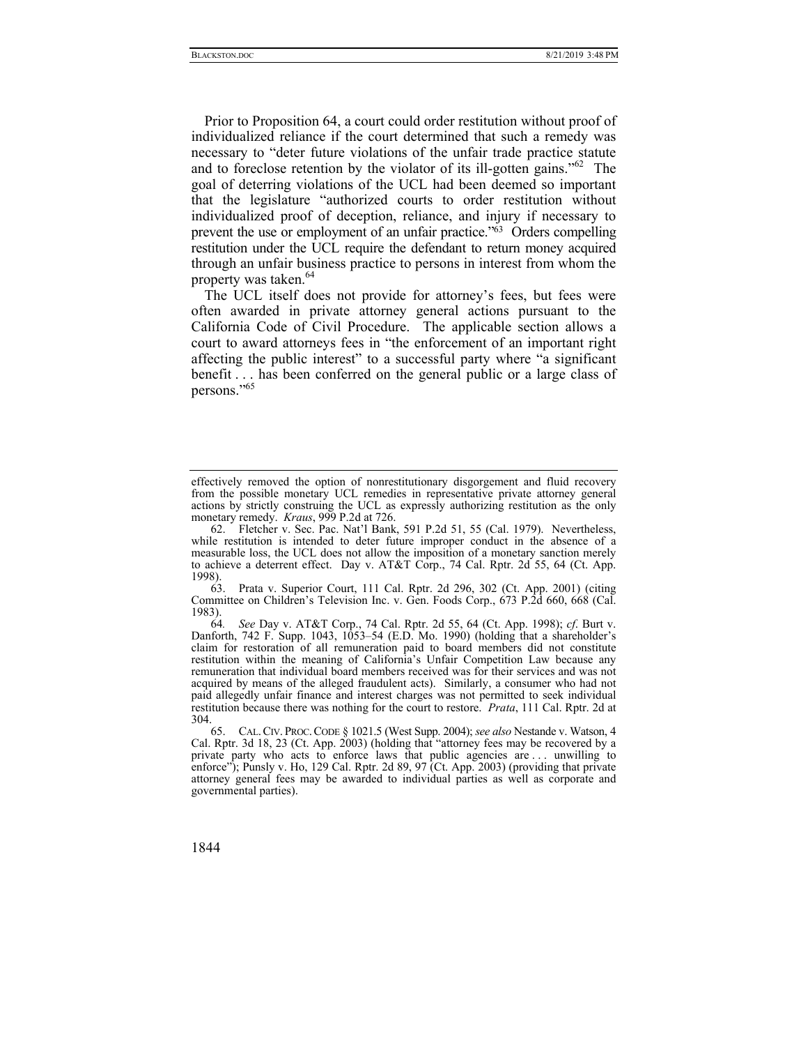Prior to Proposition 64, a court could order restitution without proof of individualized reliance if the court determined that such a remedy was necessary to "deter future violations of the unfair trade practice statute and to foreclose retention by the violator of its ill-gotten gains."[62] The goal of deterring violations of the UCL had been deemed so important that the legislature "authorized courts to order restitution without individualized proof of deception, reliance, and injury if necessary to prevent the use or employment of an unfair practice."[63] Orders compelling restitution under the UCL require the defendant to return money acquired through an unfair business practice to persons in interest from whom the property was taken.[64]

The UCL itself does not provide for attorney's fees, but fees were often awarded in private attorney general actions pursuant to the California Code of Civil Procedure. The applicable section allows a court to award attorneys fees in "the enforcement of an important right affecting the public interest" to a successful party where "a significant benefit . . . has been conferred on the general public or a large class of persons."[65]

---

effectively removed the option of nonrestitutionary disgorgement and fluid recovery from the possible monetary UCL remedies in representative private attorney general actions by strictly construing the UCL as expressly authorizing restitution as the only monetary remedy. *Kraus*, 999 P.2d at 726.

62. Fletcher v. Sec. Pac. Nat'l Bank, 591 P.2d 51, 55 (Cal. 1979). Nevertheless, while restitution is intended to deter future improper conduct in the absence of a measurable loss, the UCL does not allow the imposition of a monetary sanction merely to achieve a deterrent effect. Day v. AT&T Corp., 74 Cal. Rptr. 2d 55, 64 (Ct. App. 1998).

63. Prata v. Superior Court, 111 Cal. Rptr. 2d 296, 302 (Ct. App. 2001) (citing Committee on Children's Television Inc. v. Gen. Foods Corp., 673 P.2d 660, 668 (Cal. 1983).

64. *See* Day v. AT&T Corp., 74 Cal. Rptr. 2d 55, 64 (Ct. App. 1998); *cf*. Burt v. Danforth, 742 F. Supp. 1043, 1053–54 (E.D. Mo. 1990) (holding that a shareholder's claim for restoration of all remuneration paid to board members did not constitute restitution within the meaning of California's Unfair Competition Law because any remuneration that individual board members received was for their services and was not acquired by means of the alleged fraudulent acts). Similarly, a consumer who had not paid allegedly unfair finance and interest charges was not permitted to seek individual restitution because there was nothing for the court to restore. *Prata*, 111 Cal. Rptr. 2d at 304.

65. CAL. CIV. PROC. CODE § 1021.5 (West Supp. 2004); *see also* Nestande v. Watson, 4 Cal. Rptr. 3d 18, 23 (Ct. App. 2003) (holding that "attorney fees may be recovered by a private party who acts to enforce laws that public agencies are . . . unwilling to enforce"); Punsly v. Ho, 129 Cal. Rptr. 2d 89, 97 (Ct. App. 2003) (providing that private attorney general fees may be awarded to individual parties as well as corporate and governmental parties).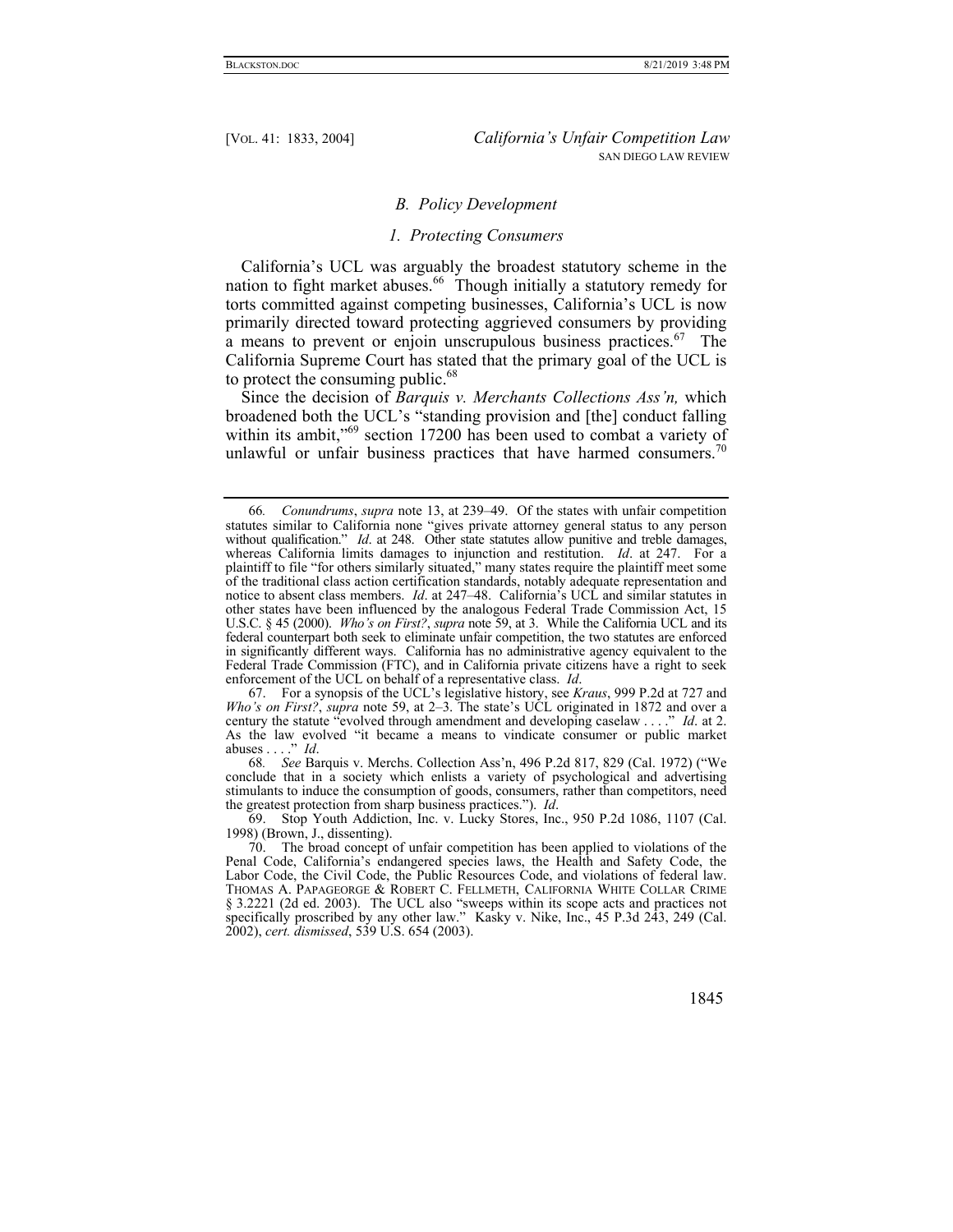### *B. Policy Development*

#### *1. Protecting Consumers*

California's UCL was arguably the broadest statutory scheme in the nation to fight market abuses.[66] Though initially a statutory remedy for torts committed against competing businesses, California's UCL is now primarily directed toward protecting aggrieved consumers by providing a means to prevent or enjoin unscrupulous business practices.[67] The California Supreme Court has stated that the primary goal of the UCL is to protect the consuming public.[68]

Since the decision of *Barquis v. Merchants Collections Ass'n,* which broadened both the UCL's "standing provision and [the] conduct falling within its ambit,"[69] section 17200 has been used to combat a variety of unlawful or unfair business practices that have harmed consumers.[70]

---

66. *Conundrums*, *supra* note 13, at 239–49. Of the states with unfair competition statutes similar to California none "gives private attorney general status to any person without qualification." *Id*. at 248. Other state statutes allow punitive and treble damages, whereas California limits damages to injunction and restitution. *Id*. at 247. For a plaintiff to file "for others similarly situated," many states require the plaintiff meet some of the traditional class action certification standards, notably adequate representation and notice to absent class members. *Id*. at 247–48. California's UCL and similar statutes in other states have been influenced by the analogous Federal Trade Commission Act, 15 U.S.C. § 45 (2000). *Who's on First?*, *supra* note 59, at 3. While the California UCL and its federal counterpart both seek to eliminate unfair competition, the two statutes are enforced in significantly different ways. California has no administrative agency equivalent to the Federal Trade Commission (FTC), and in California private citizens have a right to seek enforcement of the UCL on behalf of a representative class. *Id*.

67. For a synopsis of the UCL's legislative history, see *Kraus*, 999 P.2d at 727 and *Who's on First?*, *supra* note 59, at 2–3. The state's UCL originated in 1872 and over a century the statute "evolved through amendment and developing caselaw . . . ." *Id*. at 2. As the law evolved "it became a means to vindicate consumer or public market abuses . . . ." *Id*.

68. *See* Barquis v. Merchs. Collection Ass'n, 496 P.2d 817, 829 (Cal. 1972) ("We conclude that in a society which enlists a variety of psychological and advertising stimulants to induce the consumption of goods, consumers, rather than competitors, need the greatest protection from sharp business practices."). *Id*.

69. Stop Youth Addiction, Inc. v. Lucky Stores, Inc., 950 P.2d 1086, 1107 (Cal. 1998) (Brown, J., dissenting).

70. The broad concept of unfair competition has been applied to violations of the Penal Code, California's endangered species laws, the Health and Safety Code, the Labor Code, the Civil Code, the Public Resources Code, and violations of federal law. THOMAS A. PAPAGEORGE & ROBERT C. FELLMETH, CALIFORNIA WHITE COLLAR CRIME § 3.2221 (2d ed. 2003). The UCL also "sweeps within its scope acts and practices not specifically proscribed by any other law." Kasky v. Nike, Inc., 45 P.3d 243, 249 (Cal. 2002), *cert. dismissed*, 539 U.S. 654 (2003).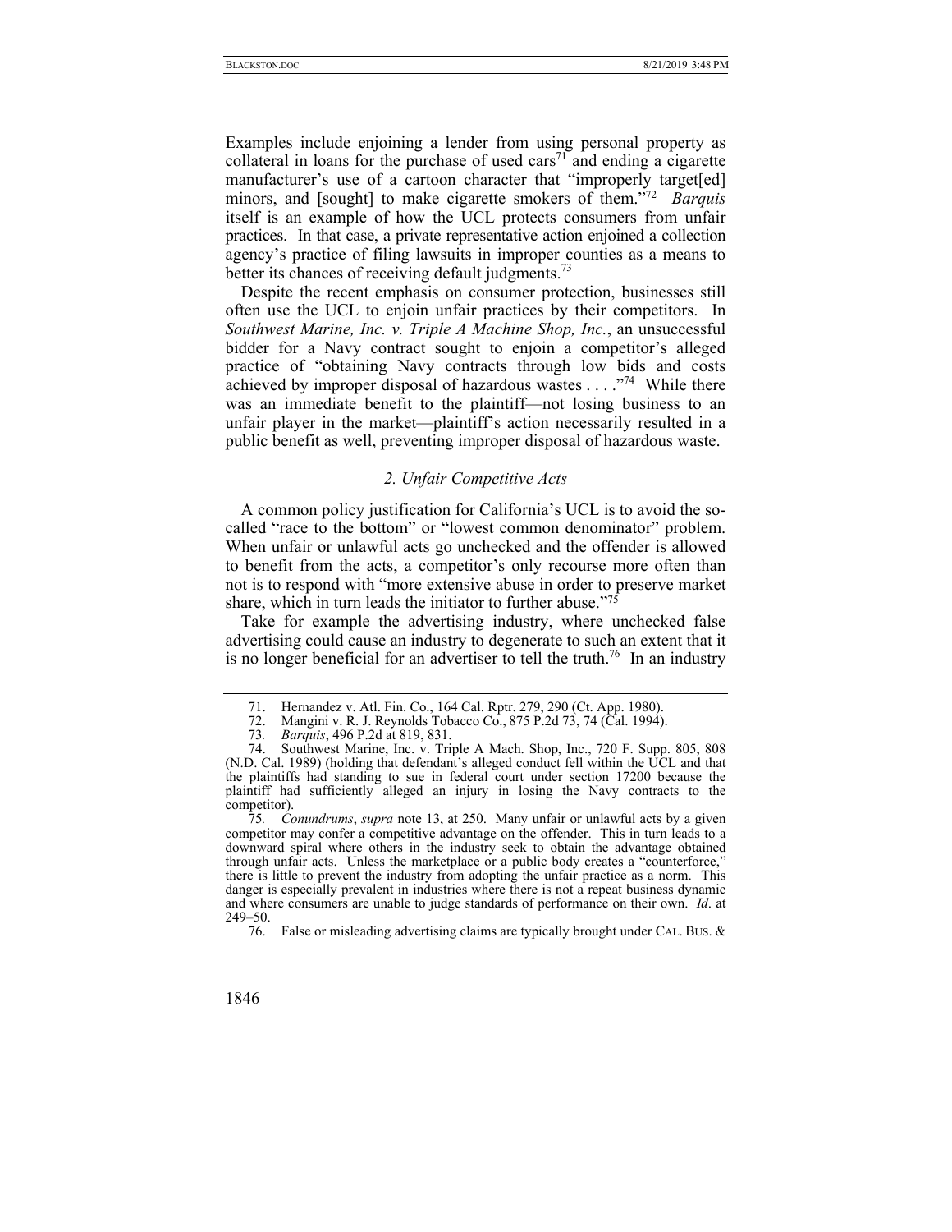Examples include enjoining a lender from using personal property as collateral in loans for the purchase of used cars[71] and ending a cigarette manufacturer's use of a cartoon character that "improperly target[ed] minors, and [sought] to make cigarette smokers of them."[72] *Barquis* itself is an example of how the UCL protects consumers from unfair practices. In that case, a private representative action enjoined a collection agency's practice of filing lawsuits in improper counties as a means to better its chances of receiving default judgments.[73]

Despite the recent emphasis on consumer protection, businesses still often use the UCL to enjoin unfair practices by their competitors. In *Southwest Marine, Inc. v. Triple A Machine Shop, Inc.*, an unsuccessful bidder for a Navy contract sought to enjoin a competitor's alleged practice of "obtaining Navy contracts through low bids and costs achieved by improper disposal of hazardous wastes . . . ."[74] While there was an immediate benefit to the plaintiff—not losing business to an unfair player in the market—plaintiff's action necessarily resulted in a public benefit as well, preventing improper disposal of hazardous waste.

### *2. Unfair Competitive Acts*

A common policy justification for California's UCL is to avoid the so-called "race to the bottom" or "lowest common denominator" problem. When unfair or unlawful acts go unchecked and the offender is allowed to benefit from the acts, a competitor's only recourse more often than not is to respond with "more extensive abuse in order to preserve market share, which in turn leads the initiator to further abuse."[75]

Take for example the advertising industry, where unchecked false advertising could cause an industry to degenerate to such an extent that it is no longer beneficial for an advertiser to tell the truth.[76] In an industry

---

71. Hernandez v. Atl. Fin. Co., 164 Cal. Rptr. 279, 290 (Ct. App. 1980).

72. Mangini v. R. J. Reynolds Tobacco Co., 875 P.2d 73, 74 (Cal. 1994).

73. *Barquis*, 496 P.2d at 819, 831.

74. Southwest Marine, Inc. v. Triple A Mach. Shop, Inc., 720 F. Supp. 805, 808 (N.D. Cal. 1989) (holding that defendant's alleged conduct fell within the UCL and that the plaintiffs had standing to sue in federal court under section 17200 because the plaintiff had sufficiently alleged an injury in losing the Navy contracts to the competitor).

75. *Conundrums*, *supra* note 13, at 250. Many unfair or unlawful acts by a given competitor may confer a competitive advantage on the offender. This in turn leads to a downward spiral where others in the industry seek to obtain the advantage obtained through unfair acts. Unless the marketplace or a public body creates a "counterforce," there is little to prevent the industry from adopting the unfair practice as a norm. This danger is especially prevalent in industries where there is not a repeat business dynamic and where consumers are unable to judge standards of performance on their own. *Id*. at 249–50.

76. False or misleading advertising claims are typically brought under CAL. BUS. &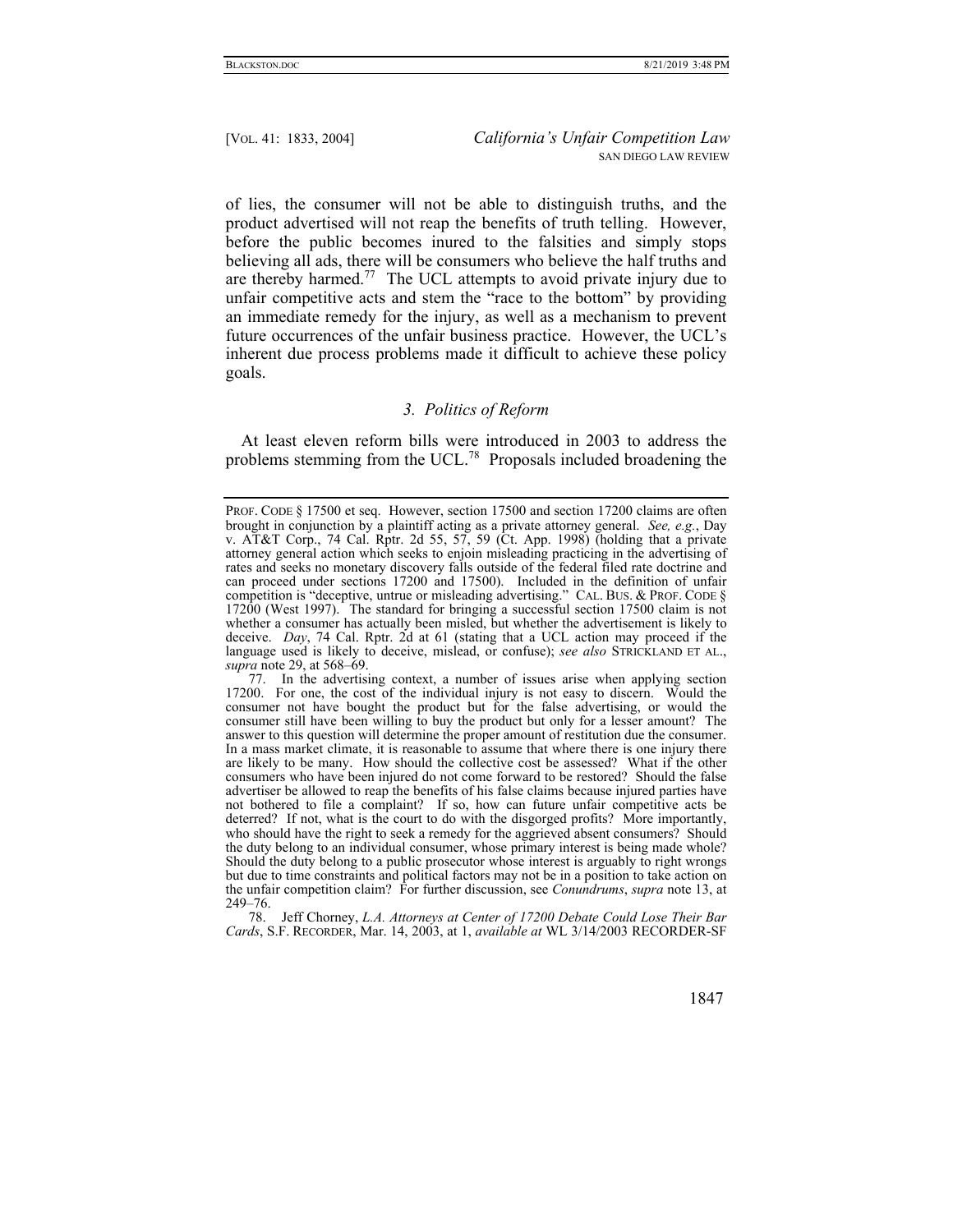of lies, the consumer will not be able to distinguish truths, and the product advertised will not reap the benefits of truth telling. However, before the public becomes inured to the falsities and simply stops believing all ads, there will be consumers who believe the half truths and are thereby harmed.[77] The UCL attempts to avoid private injury due to unfair competitive acts and stem the "race to the bottom" by providing an immediate remedy for the injury, as well as a mechanism to prevent future occurrences of the unfair business practice. However, the UCL's inherent due process problems made it difficult to achieve these policy goals.

### *3. Politics of Reform*

At least eleven reform bills were introduced in 2003 to address the problems stemming from the UCL.[78] Proposals included broadening the

---

PROF. CODE § 17500 et seq. However, section 17500 and section 17200 claims are often brought in conjunction by a plaintiff acting as a private attorney general. *See, e.g.*, Day v. AT&T Corp., 74 Cal. Rptr. 2d 55, 57, 59 (Ct. App. 1998) (holding that a private attorney general action which seeks to enjoin misleading practicing in the advertising of rates and seeks no monetary discovery falls outside of the federal filed rate doctrine and can proceed under sections 17200 and 17500). Included in the definition of unfair competition is "deceptive, untrue or misleading advertising." CAL. BUS. & PROF. CODE § 17200 (West 1997). The standard for bringing a successful section 17500 claim is not whether a consumer has actually been misled, but whether the advertisement is likely to deceive. *Day*, 74 Cal. Rptr. 2d at 61 (stating that a UCL action may proceed if the language used is likely to deceive, mislead, or confuse); *see also* STRICKLAND ET AL., *supra* note 29, at 568–69.

77. In the advertising context, a number of issues arise when applying section 17200. For one, the cost of the individual injury is not easy to discern. Would the consumer not have bought the product but for the false advertising, or would the consumer still have been willing to buy the product but only for a lesser amount? The answer to this question will determine the proper amount of restitution due the consumer. In a mass market climate, it is reasonable to assume that where there is one injury there are likely to be many. How should the collective cost be assessed? What if the other consumers who have been injured do not come forward to be restored? Should the false advertiser be allowed to reap the benefits of his false claims because injured parties have not bothered to file a complaint? If so, how can future unfair competitive acts be deterred? If not, what is the court to do with the disgorged profits? More importantly, who should have the right to seek a remedy for the aggrieved absent consumers? Should the duty belong to an individual consumer, whose primary interest is being made whole? Should the duty belong to a public prosecutor whose interest is arguably to right wrongs but due to time constraints and political factors may not be in a position to take action on the unfair competition claim? For further discussion, see *Conundrums*, *supra* note 13, at 249–76.

78. Jeff Chorney, *L.A. Attorneys at Center of 17200 Debate Could Lose Their Bar Cards*, S.F. RECORDER, Mar. 14, 2003, at 1, *available at* WL 3/14/2003 RECORDER-SF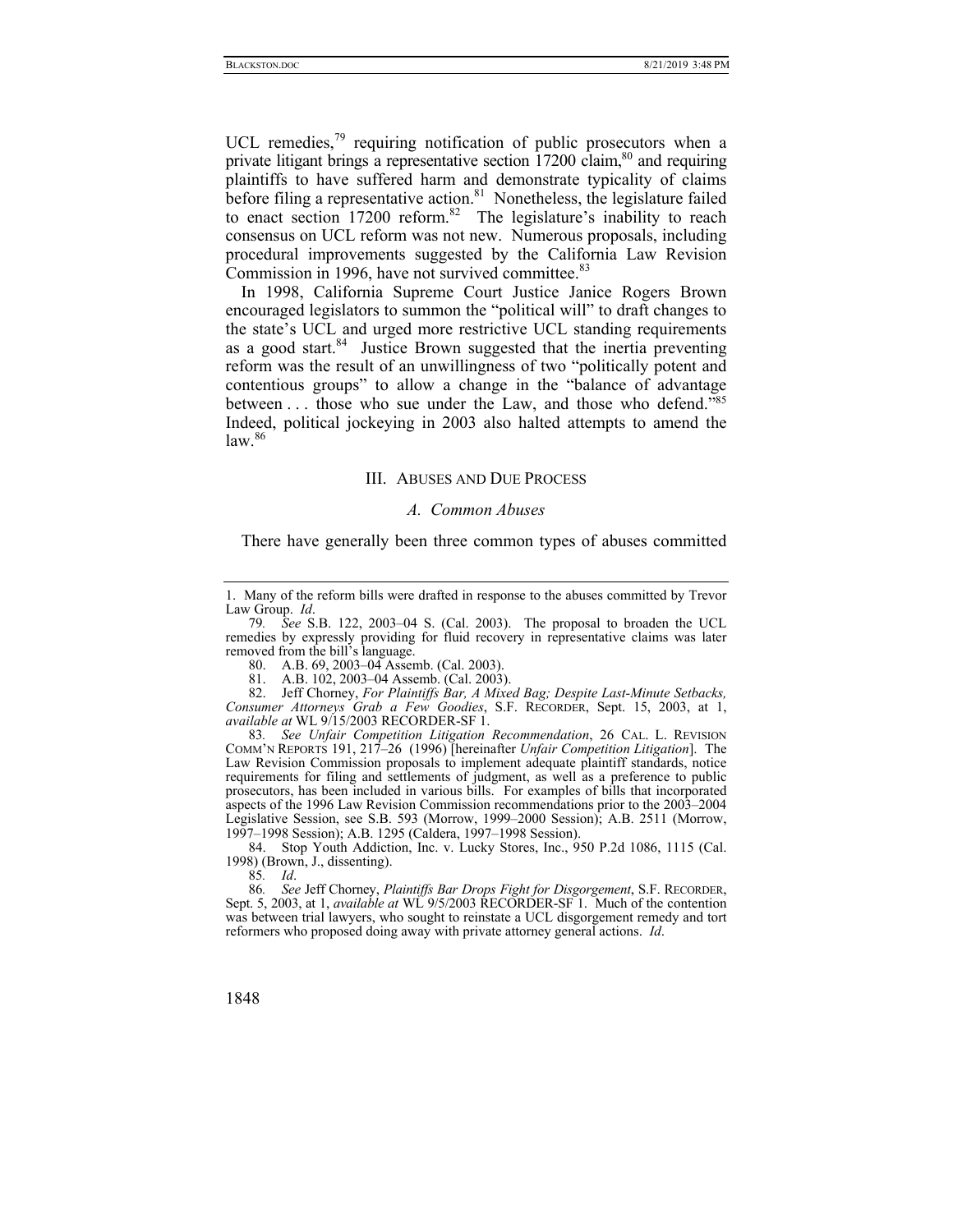UCL remedies,[79] requiring notification of public prosecutors when a private litigant brings a representative section 17200 claim,[80] and requiring plaintiffs to have suffered harm and demonstrate typicality of claims before filing a representative action.[81] Nonetheless, the legislature failed to enact section 17200 reform.[82] The legislature's inability to reach consensus on UCL reform was not new. Numerous proposals, including procedural improvements suggested by the California Law Revision Commission in 1996, have not survived committee.[83]

In 1998, California Supreme Court Justice Janice Rogers Brown encouraged legislators to summon the "political will" to draft changes to the state's UCL and urged more restrictive UCL standing requirements as a good start.[84] Justice Brown suggested that the inertia preventing reform was the result of an unwillingness of two "politically potent and contentious groups" to allow a change in the "balance of advantage between . . . those who sue under the Law, and those who defend."[85] Indeed, political jockeying in 2003 also halted attempts to amend the law.[86]

## III. ABUSES AND DUE PROCESS

### *A. Common Abuses*

There have generally been three common types of abuses committed

---

1. Many of the reform bills were drafted in response to the abuses committed by Trevor Law Group. *Id*.

79. *See* S.B. 122, 2003–04 S. (Cal. 2003). The proposal to broaden the UCL remedies by expressly providing for fluid recovery in representative claims was later removed from the bill's language.

80. A.B. 69, 2003–04 Assemb. (Cal. 2003).

81. A.B. 102, 2003–04 Assemb. (Cal. 2003).

82. Jeff Chorney, *For Plaintiffs Bar, A Mixed Bag; Despite Last-Minute Setbacks, Consumer Attorneys Grab a Few Goodies*, S.F. RECORDER, Sept. 15, 2003, at 1, *available at* WL 9/15/2003 RECORDER-SF 1.

83. *See Unfair Competition Litigation Recommendation*, 26 CAL. L. REVISION COMM'N REPORTS 191, 217–26 (1996) [hereinafter *Unfair Competition Litigation*]. The Law Revision Commission proposals to implement adequate plaintiff standards, notice requirements for filing and settlements of judgment, as well as a preference to public prosecutors, has been included in various bills. For examples of bills that incorporated aspects of the 1996 Law Revision Commission recommendations prior to the 2003–2004 Legislative Session, see S.B. 593 (Morrow, 1999–2000 Session); A.B. 2511 (Morrow, 1997–1998 Session); A.B. 1295 (Caldera, 1997–1998 Session).

84. Stop Youth Addiction, Inc. v. Lucky Stores, Inc., 950 P.2d 1086, 1115 (Cal. 1998) (Brown, J., dissenting).

85. *Id*.

86. *See* Jeff Chorney, *Plaintiffs Bar Drops Fight for Disgorgement*, S.F. RECORDER, Sept. 5, 2003, at 1, *available at* WL 9/5/2003 RECORDER-SF 1. Much of the contention was between trial lawyers, who sought to reinstate a UCL disgorgement remedy and tort reformers who proposed doing away with private attorney general actions. *Id*.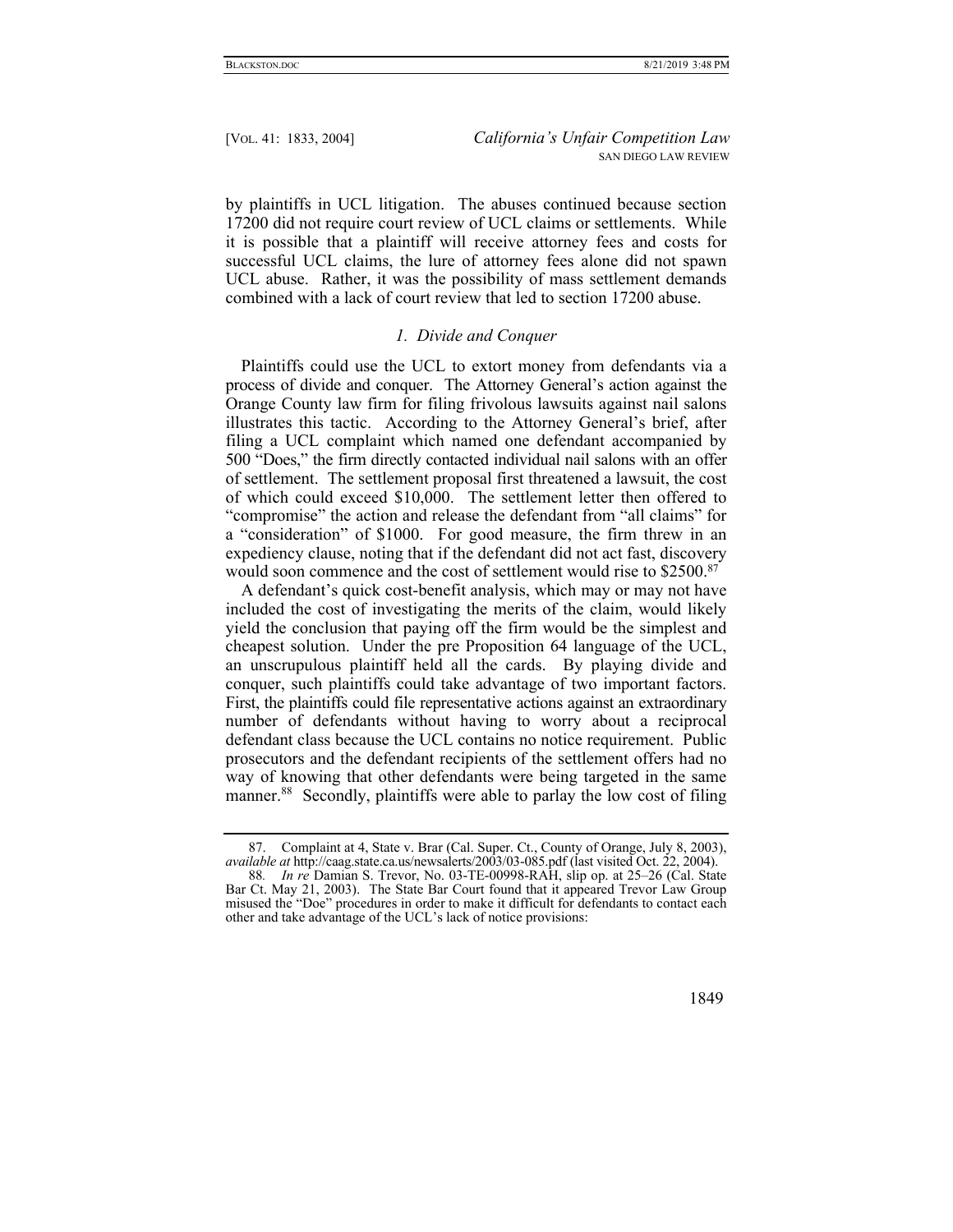by plaintiffs in UCL litigation. The abuses continued because section 17200 did not require court review of UCL claims or settlements. While it is possible that a plaintiff will receive attorney fees and costs for successful UCL claims, the lure of attorney fees alone did not spawn UCL abuse. Rather, it was the possibility of mass settlement demands combined with a lack of court review that led to section 17200 abuse.

### *1. Divide and Conquer*

Plaintiffs could use the UCL to extort money from defendants via a process of divide and conquer. The Attorney General's action against the Orange County law firm for filing frivolous lawsuits against nail salons illustrates this tactic. According to the Attorney General's brief, after filing a UCL complaint which named one defendant accompanied by 500 "Does," the firm directly contacted individual nail salons with an offer of settlement. The settlement proposal first threatened a lawsuit, the cost of which could exceed $10,000. The settlement letter then offered to "compromise" the action and release the defendant from "all claims" for a "consideration" of $1000. For good measure, the firm threw in an expediency clause, noting that if the defendant did not act fast, discovery would soon commence and the cost of settlement would rise to $2500.[87]

A defendant's quick cost-benefit analysis, which may or may not have included the cost of investigating the merits of the claim, would likely yield the conclusion that paying off the firm would be the simplest and cheapest solution. Under the pre Proposition 64 language of the UCL, an unscrupulous plaintiff held all the cards. By playing divide and conquer, such plaintiffs could take advantage of two important factors. First, the plaintiffs could file representative actions against an extraordinary number of defendants without having to worry about a reciprocal defendant class because the UCL contains no notice requirement. Public prosecutors and the defendant recipients of the settlement offers had no way of knowing that other defendants were being targeted in the same manner.[88] Secondly, plaintiffs were able to parlay the low cost of filing

---

87. Complaint at 4, State v. Brar (Cal. Super. Ct., County of Orange, July 8, 2003), *available at* http://caag.state.ca.us/newsalerts/2003/03-085.pdf (last visited Oct. 22, 2004).

88. *In re* Damian S. Trevor, No. 03-TE-00998-RAH, slip op. at 25–26 (Cal. State Bar Ct. May 21, 2003). The State Bar Court found that it appeared Trevor Law Group misused the "Doe" procedures in order to make it difficult for defendants to contact each other and take advantage of the UCL's lack of notice provisions: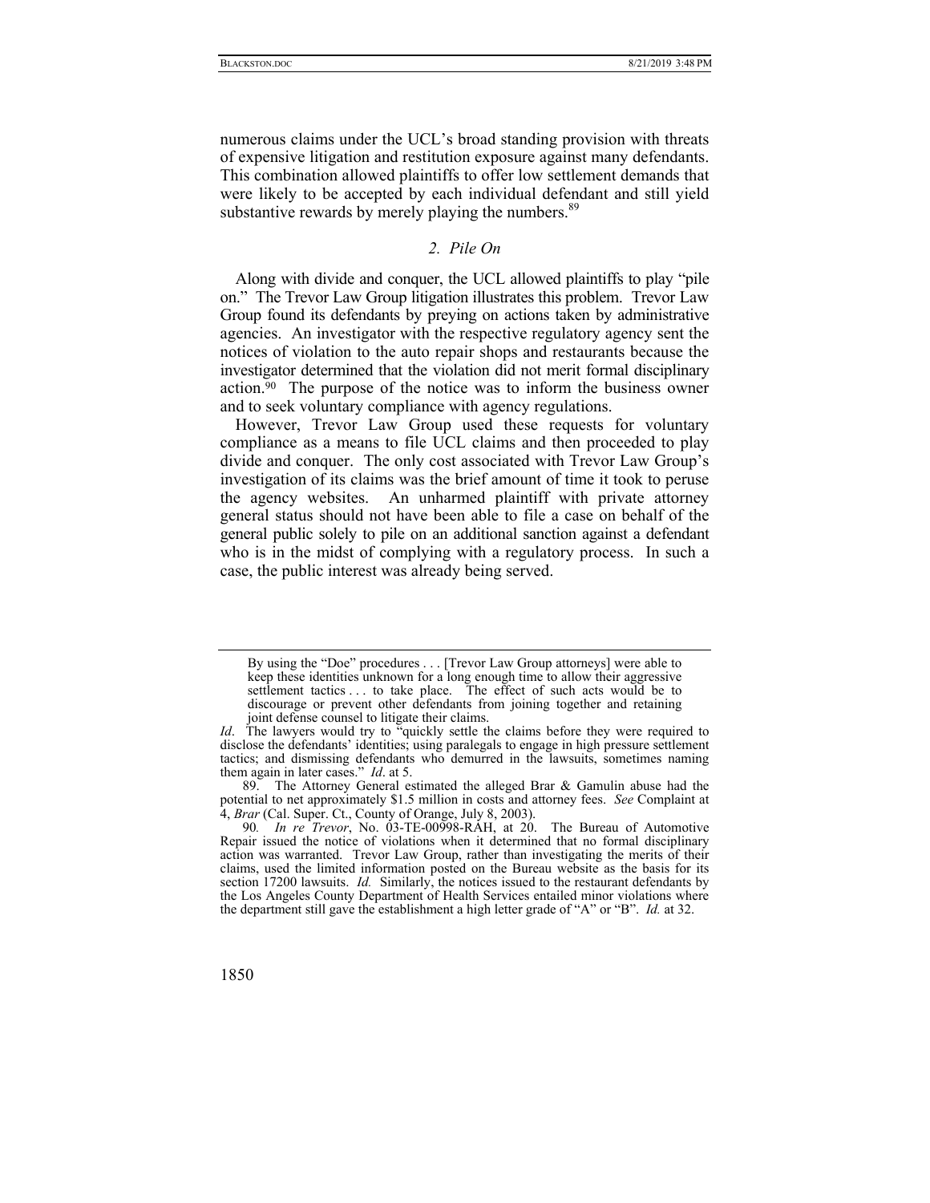numerous claims under the UCL's broad standing provision with threats of expensive litigation and restitution exposure against many defendants. This combination allowed plaintiffs to offer low settlement demands that were likely to be accepted by each individual defendant and still yield substantive rewards by merely playing the numbers.[89]

### *2. Pile On*

Along with divide and conquer, the UCL allowed plaintiffs to play "pile on." The Trevor Law Group litigation illustrates this problem. Trevor Law Group found its defendants by preying on actions taken by administrative agencies. An investigator with the respective regulatory agency sent the notices of violation to the auto repair shops and restaurants because the investigator determined that the violation did not merit formal disciplinary action.[90] The purpose of the notice was to inform the business owner and to seek voluntary compliance with agency regulations.

However, Trevor Law Group used these requests for voluntary compliance as a means to file UCL claims and then proceeded to play divide and conquer. The only cost associated with Trevor Law Group's investigation of its claims was the brief amount of time it took to peruse the agency websites. An unharmed plaintiff with private attorney general status should not have been able to file a case on behalf of the general public solely to pile on an additional sanction against a defendant who is in the midst of complying with a regulatory process. In such a case, the public interest was already being served.

---

> By using the "Doe" procedures . . . [Trevor Law Group attorneys] were able to keep these identities unknown for a long enough time to allow their aggressive settlement tactics . . . to take place. The effect of such acts would be to discourage or prevent other defendants from joining together and retaining joint defense counsel to litigate their claims.

*Id*. The lawyers would try to "quickly settle the claims before they were required to disclose the defendants' identities; using paralegals to engage in high pressure settlement tactics; and dismissing defendants who demurred in the lawsuits, sometimes naming them again in later cases." *Id*. at 5.

89. The Attorney General estimated the alleged Brar & Gamulin abuse had the potential to net approximately $1.5 million in costs and attorney fees. *See* Complaint at 4, *Brar* (Cal. Super. Ct., County of Orange, July 8, 2003).

90. *In re Trevor*, No. 03-TE-00998-RAH, at 20. The Bureau of Automotive Repair issued the notice of violations when it determined that no formal disciplinary action was warranted. Trevor Law Group, rather than investigating the merits of their claims, used the limited information posted on the Bureau website as the basis for its section 17200 lawsuits. *Id.* Similarly, the notices issued to the restaurant defendants by the Los Angeles County Department of Health Services entailed minor violations where the department still gave the establishment a high letter grade of "A" or "B". *Id.* at 32.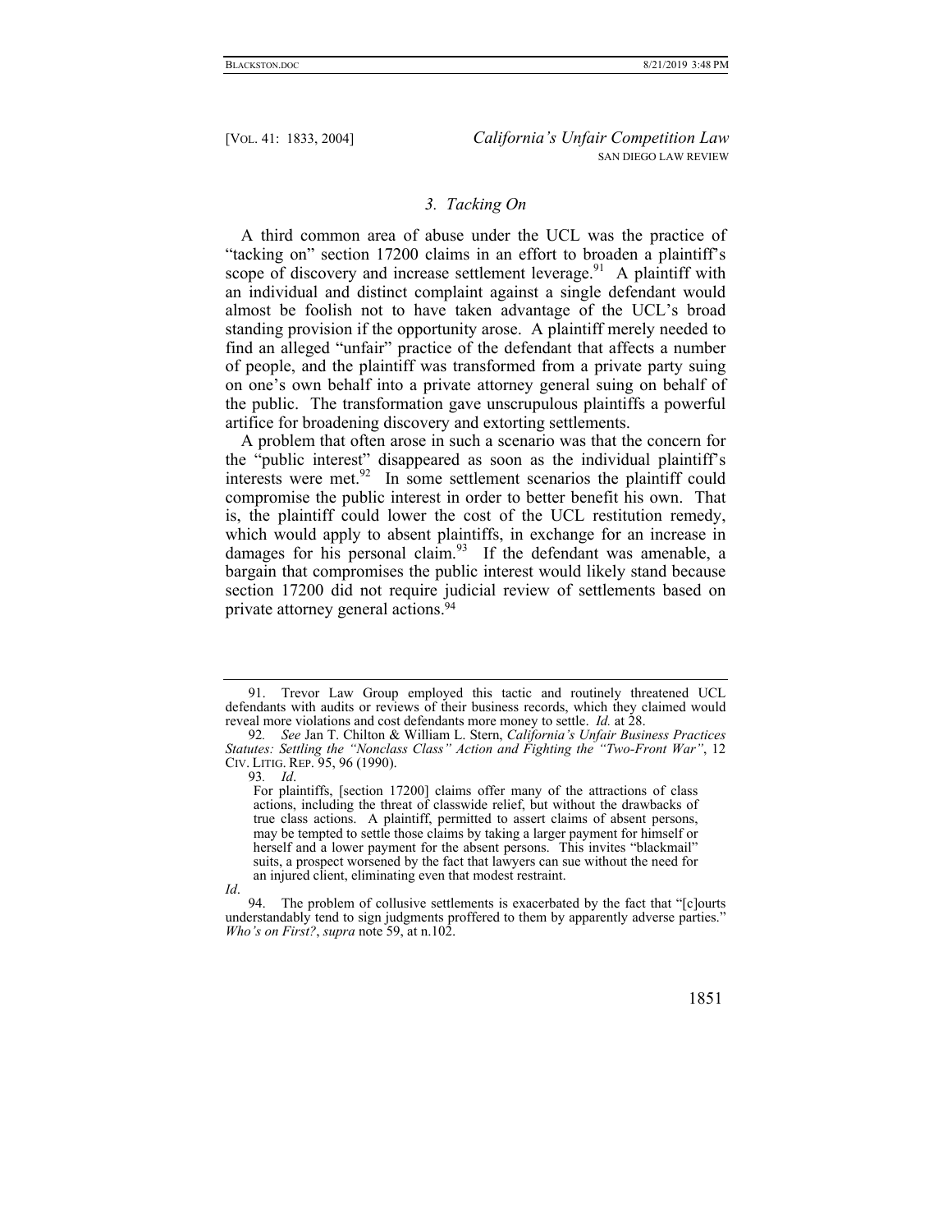### *3. Tacking On*

A third common area of abuse under the UCL was the practice of "tacking on" section 17200 claims in an effort to broaden a plaintiff's scope of discovery and increase settlement leverage.[91] A plaintiff with an individual and distinct complaint against a single defendant would almost be foolish not to have taken advantage of the UCL's broad standing provision if the opportunity arose. A plaintiff merely needed to find an alleged "unfair" practice of the defendant that affects a number of people, and the plaintiff was transformed from a private party suing on one's own behalf into a private attorney general suing on behalf of the public. The transformation gave unscrupulous plaintiffs a powerful artifice for broadening discovery and extorting settlements.

A problem that often arose in such a scenario was that the concern for the "public interest" disappeared as soon as the individual plaintiff's interests were met.[92] In some settlement scenarios the plaintiff could compromise the public interest in order to better benefit his own. That is, the plaintiff could lower the cost of the UCL restitution remedy, which would apply to absent plaintiffs, in exchange for an increase in damages for his personal claim.[93] If the defendant was amenable, a bargain that compromises the public interest would likely stand because section 17200 did not require judicial review of settlements based on private attorney general actions.[94]

---

91. Trevor Law Group employed this tactic and routinely threatened UCL defendants with audits or reviews of their business records, which they claimed would reveal more violations and cost defendants more money to settle. *Id.* at 28.

92. *See* Jan T. Chilton & William L. Stern, *California's Unfair Business Practices Statutes: Settling the "Nonclass Class" Action and Fighting the "Two-Front War"*, 12 CIV. LITIG. REP. 95, 96 (1990).

93. *Id*.

> For plaintiffs, [section 17200] claims offer many of the attractions of class actions, including the threat of classwide relief, but without the drawbacks of true class actions. A plaintiff, permitted to assert claims of absent persons, may be tempted to settle those claims by taking a larger payment for himself or herself and a lower payment for the absent persons. This invites "blackmail" suits, a prospect worsened by the fact that lawyers can sue without the need for an injured client, eliminating even that modest restraint.

*Id*.

94. The problem of collusive settlements is exacerbated by the fact that "[c]ourts understandably tend to sign judgments proffered to them by apparently adverse parties." *Who's on First?*, *supra* note 59, at n.102.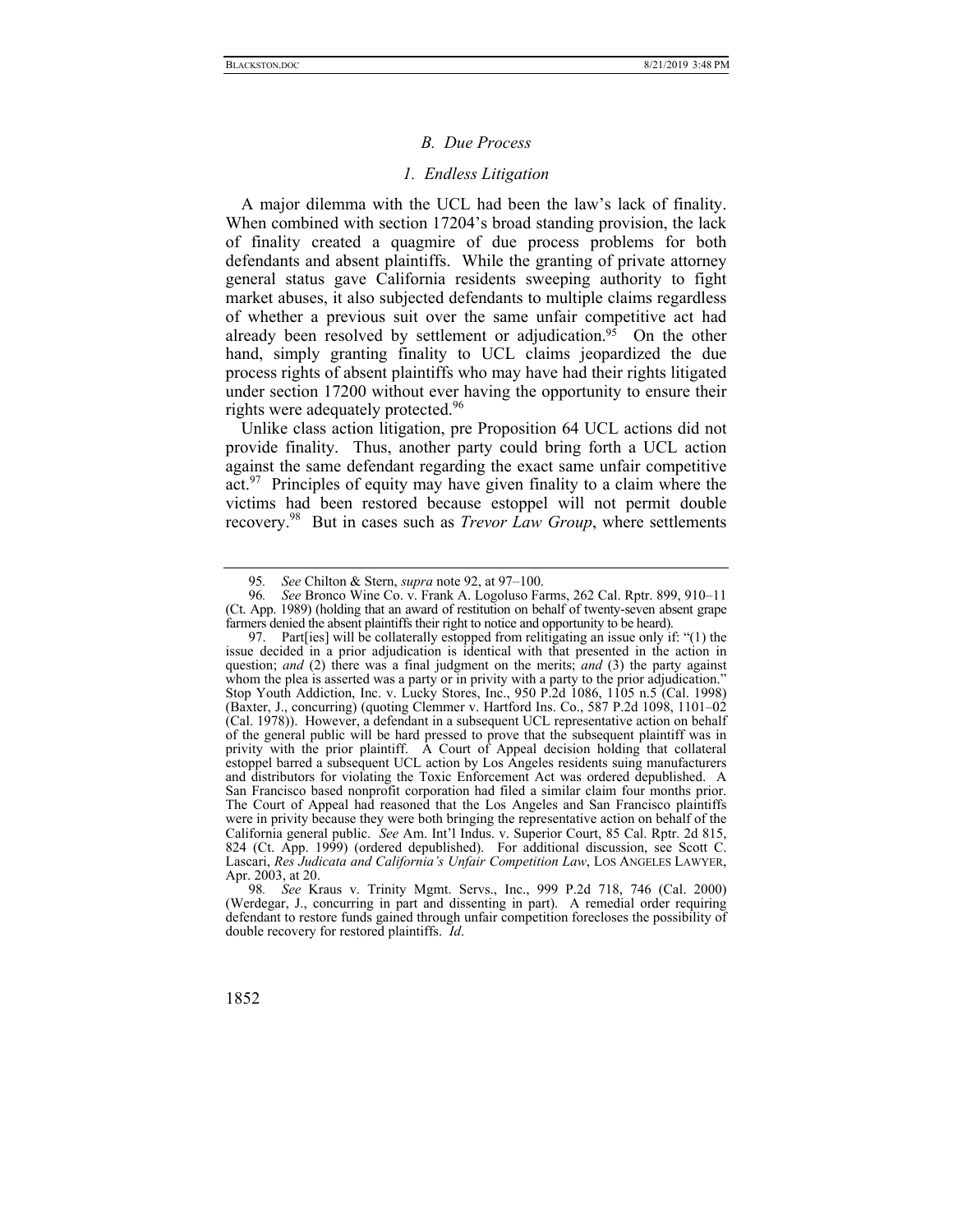### *B. Due Process*

#### *1. Endless Litigation*

A major dilemma with the UCL had been the law's lack of finality. When combined with section 17204's broad standing provision, the lack of finality created a quagmire of due process problems for both defendants and absent plaintiffs. While the granting of private attorney general status gave California residents sweeping authority to fight market abuses, it also subjected defendants to multiple claims regardless of whether a previous suit over the same unfair competitive act had already been resolved by settlement or adjudication.[95] On the other hand, simply granting finality to UCL claims jeopardized the due process rights of absent plaintiffs who may have had their rights litigated under section 17200 without ever having the opportunity to ensure their rights were adequately protected.[96]

Unlike class action litigation, pre Proposition 64 UCL actions did not provide finality. Thus, another party could bring forth a UCL action against the same defendant regarding the exact same unfair competitive act.[97] Principles of equity may have given finality to a claim where the victims had been restored because estoppel will not permit double recovery.[98] But in cases such as *Trevor Law Group*, where settlements

---

95. *See* Chilton & Stern, *supra* note 92, at 97–100.

96. *See* Bronco Wine Co. v. Frank A. Logoluso Farms, 262 Cal. Rptr. 899, 910–11 (Ct. App. 1989) (holding that an award of restitution on behalf of twenty-seven absent grape farmers denied the absent plaintiffs their right to notice and opportunity to be heard).

97. Part[ies] will be collaterally estopped from relitigating an issue only if: "(1) the issue decided in a prior adjudication is identical with that presented in the action in question; *and* (2) there was a final judgment on the merits; *and* (3) the party against whom the plea is asserted was a party or in privity with a party to the prior adjudication." Stop Youth Addiction, Inc. v. Lucky Stores, Inc., 950 P.2d 1086, 1105 n.5 (Cal. 1998) (Baxter, J., concurring) (quoting Clemmer v. Hartford Ins. Co., 587 P.2d 1098, 1101–02 (Cal. 1978)). However, a defendant in a subsequent UCL representative action on behalf of the general public will be hard pressed to prove that the subsequent plaintiff was in privity with the prior plaintiff. A Court of Appeal decision holding that collateral estoppel barred a subsequent UCL action by Los Angeles residents suing manufacturers and distributors for violating the Toxic Enforcement Act was ordered depublished. A San Francisco based nonprofit corporation had filed a similar claim four months prior. The Court of Appeal had reasoned that the Los Angeles and San Francisco plaintiffs were in privity because they were both bringing the representative action on behalf of the California general public. *See* Am. Int'l Indus. v. Superior Court, 85 Cal. Rptr. 2d 815, 824 (Ct. App. 1999) (ordered depublished). For additional discussion, see Scott C. Lascari, *Res Judicata and California's Unfair Competition Law*, LOS ANGELES LAWYER, Apr. 2003, at 20.

98. *See* Kraus v. Trinity Mgmt. Servs., Inc., 999 P.2d 718, 746 (Cal. 2000) (Werdegar, J., concurring in part and dissenting in part). A remedial order requiring defendant to restore funds gained through unfair competition forecloses the possibility of double recovery for restored plaintiffs. *Id*.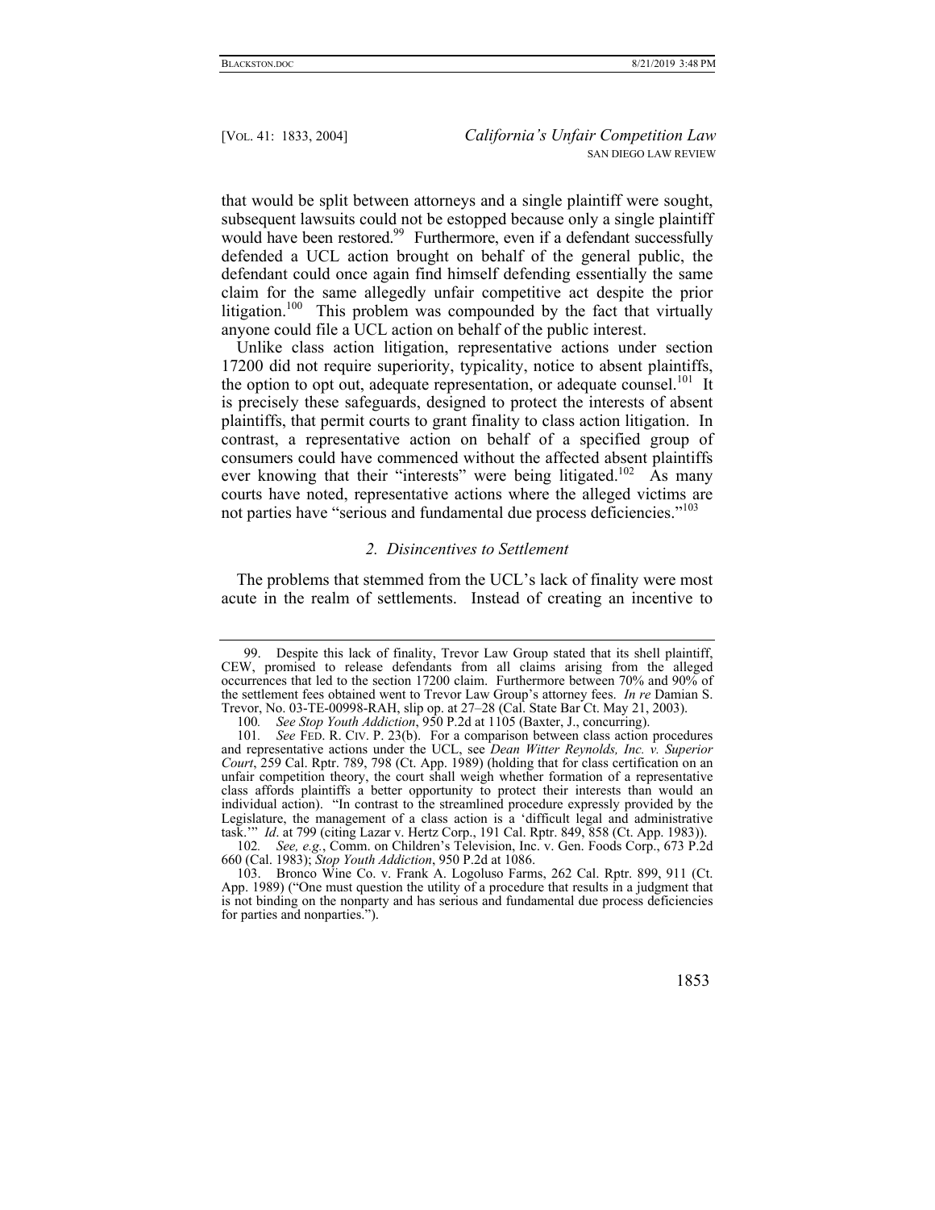that would be split between attorneys and a single plaintiff were sought, subsequent lawsuits could not be estopped because only a single plaintiff would have been restored.[99] Furthermore, even if a defendant successfully defended a UCL action brought on behalf of the general public, the defendant could once again find himself defending essentially the same claim for the same allegedly unfair competitive act despite the prior litigation.[100] This problem was compounded by the fact that virtually anyone could file a UCL action on behalf of the public interest.

Unlike class action litigation, representative actions under section 17200 did not require superiority, typicality, notice to absent plaintiffs, the option to opt out, adequate representation, or adequate counsel.[101] It is precisely these safeguards, designed to protect the interests of absent plaintiffs, that permit courts to grant finality to class action litigation. In contrast, a representative action on behalf of a specified group of consumers could have commenced without the affected absent plaintiffs ever knowing that their "interests" were being litigated.[102] As many courts have noted, representative actions where the alleged victims are not parties have "serious and fundamental due process deficiencies."[103]

### *2. Disincentives to Settlement*

The problems that stemmed from the UCL's lack of finality were most acute in the realm of settlements. Instead of creating an incentive to

---

99. Despite this lack of finality, Trevor Law Group stated that its shell plaintiff, CEW, promised to release defendants from all claims arising from the alleged occurrences that led to the section 17200 claim. Furthermore between 70% and 90% of the settlement fees obtained went to Trevor Law Group's attorney fees. *In re* Damian S. Trevor, No. 03-TE-00998-RAH, slip op. at 27–28 (Cal. State Bar Ct. May 21, 2003).

100. *See Stop Youth Addiction*, 950 P.2d at 1105 (Baxter, J., concurring).

101. *See* FED. R. CIV. P. 23(b). For a comparison between class action procedures and representative actions under the UCL, see *Dean Witter Reynolds, Inc. v. Superior Court*, 259 Cal. Rptr. 789, 798 (Ct. App. 1989) (holding that for class certification on an unfair competition theory, the court shall weigh whether formation of a representative class affords plaintiffs a better opportunity to protect their interests than would an individual action). "In contrast to the streamlined procedure expressly provided by the Legislature, the management of a class action is a 'difficult legal and administrative task.'" *Id*. at 799 (citing Lazar v. Hertz Corp., 191 Cal. Rptr. 849, 858 (Ct. App. 1983)).

102. *See, e.g.*, Comm. on Children's Television, Inc. v. Gen. Foods Corp., 673 P.2d 660 (Cal. 1983); *Stop Youth Addiction*, 950 P.2d at 1086.

103. Bronco Wine Co. v. Frank A. Logoluso Farms, 262 Cal. Rptr. 899, 911 (Ct. App. 1989) ("One must question the utility of a procedure that results in a judgment that is not binding on the nonparty and has serious and fundamental due process deficiencies for parties and nonparties.").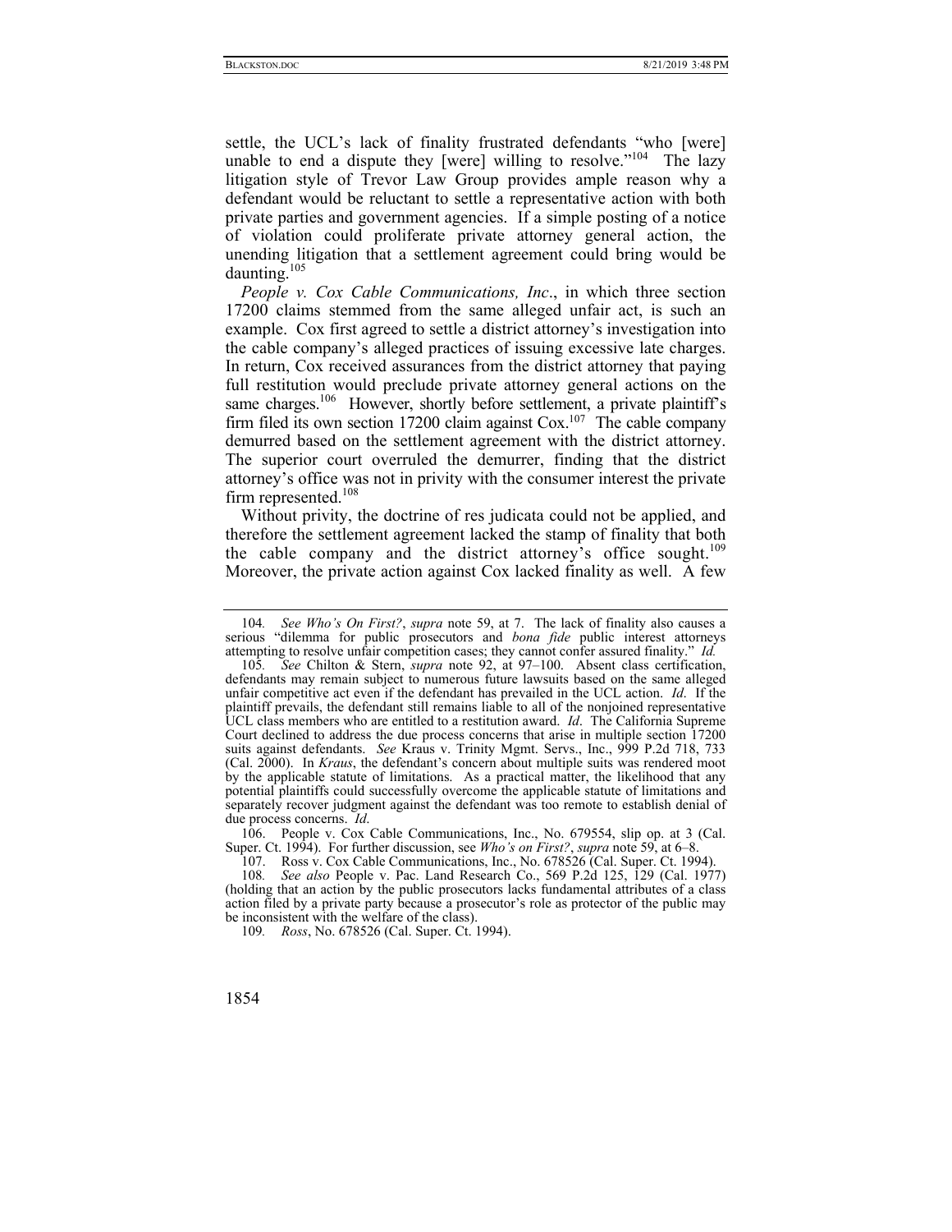settle, the UCL's lack of finality frustrated defendants "who [were] unable to end a dispute they [were] willing to resolve."[104] The lazy litigation style of Trevor Law Group provides ample reason why a defendant would be reluctant to settle a representative action with both private parties and government agencies. If a simple posting of a notice of violation could proliferate private attorney general action, the unending litigation that a settlement agreement could bring would be daunting.[105]

*People v. Cox Cable Communications, Inc*., in which three section 17200 claims stemmed from the same alleged unfair act, is such an example. Cox first agreed to settle a district attorney's investigation into the cable company's alleged practices of issuing excessive late charges. In return, Cox received assurances from the district attorney that paying full restitution would preclude private attorney general actions on the same charges.[106] However, shortly before settlement, a private plaintiff's firm filed its own section 17200 claim against Cox.[107] The cable company demurred based on the settlement agreement with the district attorney. The superior court overruled the demurrer, finding that the district attorney's office was not in privity with the consumer interest the private firm represented.[108]

Without privity, the doctrine of res judicata could not be applied, and therefore the settlement agreement lacked the stamp of finality that both the cable company and the district attorney's office sought.[109] Moreover, the private action against Cox lacked finality as well. A few

---

104. *See Who's On First?*, *supra* note 59, at 7. The lack of finality also causes a serious "dilemma for public prosecutors and *bona fide* public interest attorneys attempting to resolve unfair competition cases; they cannot confer assured finality." *Id.*

105. *See* Chilton & Stern, *supra* note 92, at 97–100. Absent class certification, defendants may remain subject to numerous future lawsuits based on the same alleged unfair competitive act even if the defendant has prevailed in the UCL action. *Id*. If the plaintiff prevails, the defendant still remains liable to all of the nonjoined representative UCL class members who are entitled to a restitution award. *Id*. The California Supreme Court declined to address the due process concerns that arise in multiple section 17200 suits against defendants. *See* Kraus v. Trinity Mgmt. Servs., Inc., 999 P.2d 718, 733 (Cal. 2000). In *Kraus*, the defendant's concern about multiple suits was rendered moot by the applicable statute of limitations. As a practical matter, the likelihood that any potential plaintiffs could successfully overcome the applicable statute of limitations and separately recover judgment against the defendant was too remote to establish denial of due process concerns. *Id*.

106. People v. Cox Cable Communications, Inc., No. 679554, slip op. at 3 (Cal. Super. Ct. 1994). For further discussion, see *Who's on First?*, *supra* note 59, at 6–8.

107. Ross v. Cox Cable Communications, Inc., No. 678526 (Cal. Super. Ct. 1994).

108. *See also* People v. Pac. Land Research Co., 569 P.2d 125, 129 (Cal. 1977) (holding that an action by the public prosecutors lacks fundamental attributes of a class action filed by a private party because a prosecutor's role as protector of the public may be inconsistent with the welfare of the class).

109. *Ross*, No. 678526 (Cal. Super. Ct. 1994).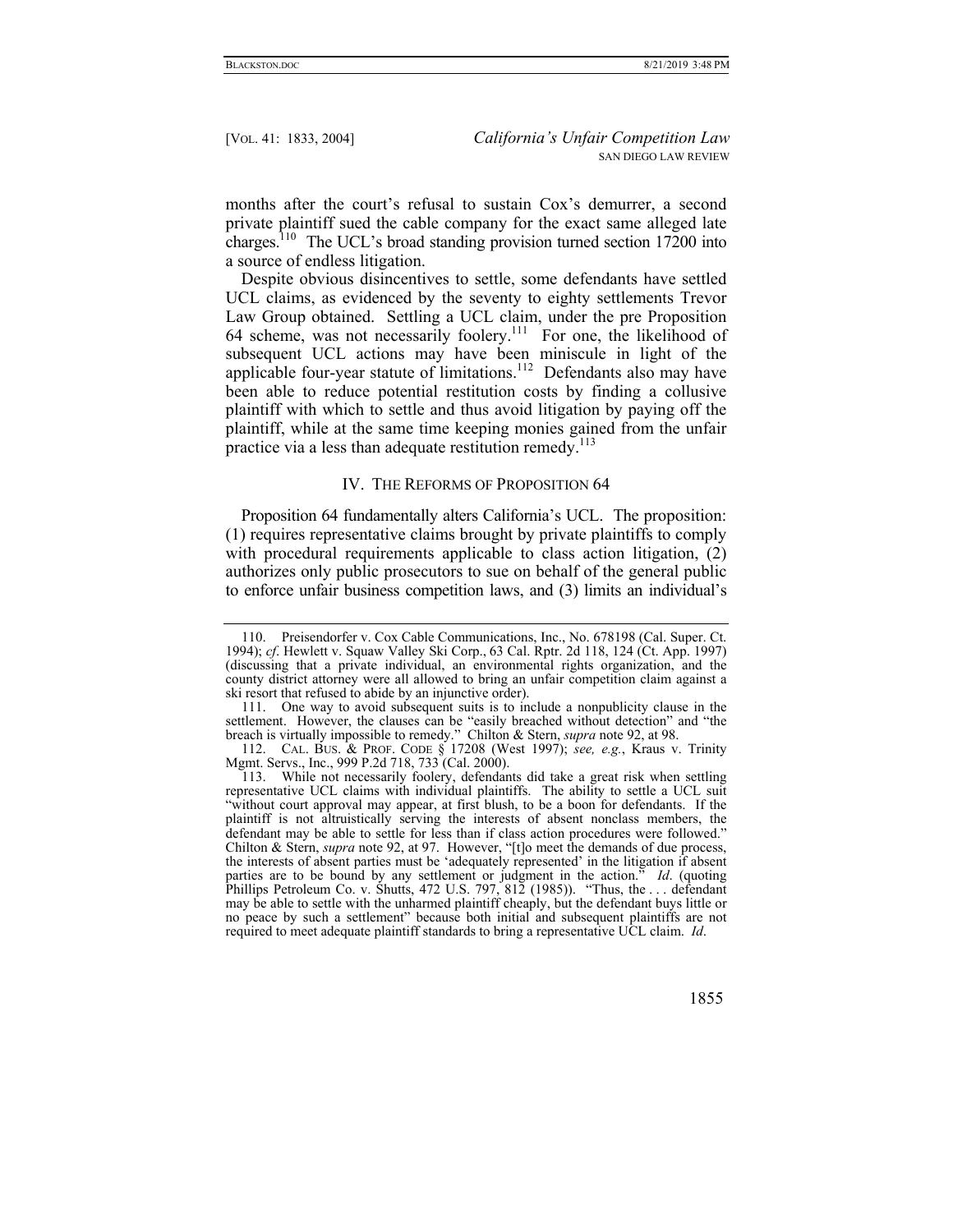months after the court's refusal to sustain Cox's demurrer, a second private plaintiff sued the cable company for the exact same alleged late charges.[110] The UCL's broad standing provision turned section 17200 into a source of endless litigation.

Despite obvious disincentives to settle, some defendants have settled UCL claims, as evidenced by the seventy to eighty settlements Trevor Law Group obtained. Settling a UCL claim, under the pre Proposition 64 scheme, was not necessarily foolery.[111] For one, the likelihood of subsequent UCL actions may have been miniscule in light of the applicable four-year statute of limitations.[112] Defendants also may have been able to reduce potential restitution costs by finding a collusive plaintiff with which to settle and thus avoid litigation by paying off the plaintiff, while at the same time keeping monies gained from the unfair practice via a less than adequate restitution remedy.[113]

## IV. THE REFORMS OF PROPOSITION 64

Proposition 64 fundamentally alters California's UCL. The proposition: (1) requires representative claims brought by private plaintiffs to comply with procedural requirements applicable to class action litigation, (2) authorizes only public prosecutors to sue on behalf of the general public to enforce unfair business competition laws, and (3) limits an individual's

---

110. Preisendorfer v. Cox Cable Communications, Inc., No. 678198 (Cal. Super. Ct. 1994); *cf*. Hewlett v. Squaw Valley Ski Corp., 63 Cal. Rptr. 2d 118, 124 (Ct. App. 1997) (discussing that a private individual, an environmental rights organization, and the county district attorney were all allowed to bring an unfair competition claim against a ski resort that refused to abide by an injunctive order).

111. One way to avoid subsequent suits is to include a nonpublicity clause in the settlement. However, the clauses can be "easily breached without detection" and "the breach is virtually impossible to remedy." Chilton & Stern, *supra* note 92, at 98.

112. CAL. BUS. & PROF. CODE § 17208 (West 1997); *see, e.g.*, Kraus v. Trinity Mgmt. Servs., Inc., 999 P.2d 718, 733 (Cal. 2000).

113. While not necessarily foolery, defendants did take a great risk when settling representative UCL claims with individual plaintiffs. The ability to settle a UCL suit "without court approval may appear, at first blush, to be a boon for defendants. If the plaintiff is not altruistically serving the interests of absent nonclass members, the defendant may be able to settle for less than if class action procedures were followed." Chilton & Stern, *supra* note 92, at 97. However, "[t]o meet the demands of due process, the interests of absent parties must be 'adequately represented' in the litigation if absent parties are to be bound by any settlement or judgment in the action." *Id*. (quoting Phillips Petroleum Co. v. Shutts, 472 U.S. 797, 812 (1985)). "Thus, the . . . defendant may be able to settle with the unharmed plaintiff cheaply, but the defendant buys little or no peace by such a settlement" because both initial and subsequent plaintiffs are not required to meet adequate plaintiff standards to bring a representative UCL claim. *Id*.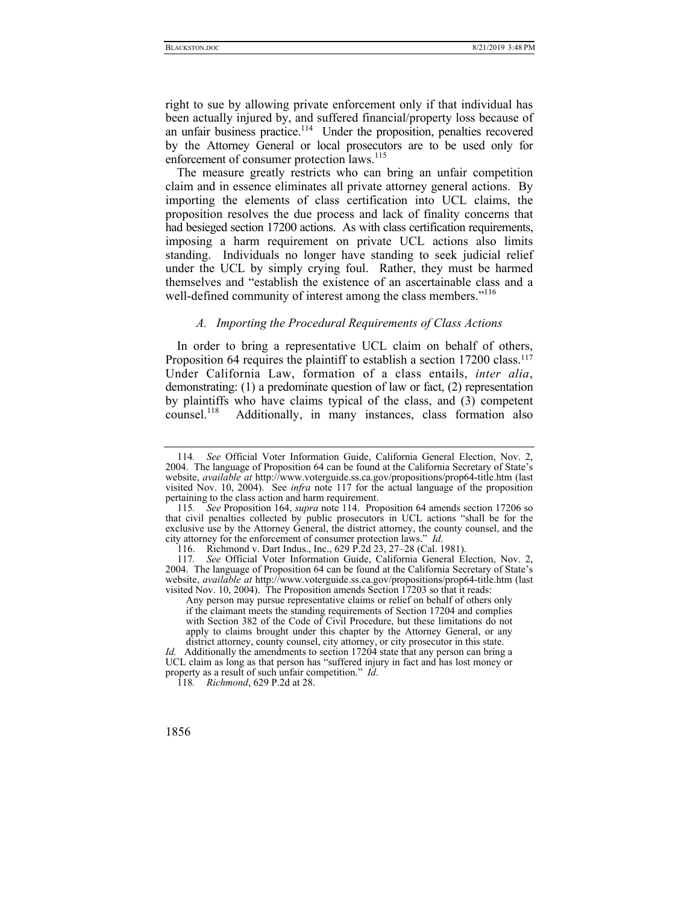right to sue by allowing private enforcement only if that individual has been actually injured by, and suffered financial/property loss because of an unfair business practice.[114] Under the proposition, penalties recovered by the Attorney General or local prosecutors are to be used only for enforcement of consumer protection laws.[115]

The measure greatly restricts who can bring an unfair competition claim and in essence eliminates all private attorney general actions. By importing the elements of class certification into UCL claims, the proposition resolves the due process and lack of finality concerns that had besieged section 17200 actions. As with class certification requirements, imposing a harm requirement on private UCL actions also limits standing. Individuals no longer have standing to seek judicial relief under the UCL by simply crying foul. Rather, they must be harmed themselves and "establish the existence of an ascertainable class and a well-defined community of interest among the class members."[116]

### *A. Importing the Procedural Requirements of Class Actions*

In order to bring a representative UCL claim on behalf of others, Proposition 64 requires the plaintiff to establish a section 17200 class.[117] Under California Law, formation of a class entails, *inter alia*, demonstrating: (1) a predominate question of law or fact, (2) representation by plaintiffs who have claims typical of the class, and (3) competent counsel.[118] Additionally, in many instances, class formation also

---

114. *See* Official Voter Information Guide, California General Election, Nov. 2, 2004. The language of Proposition 64 can be found at the California Secretary of State's website, *available at* http://www.voterguide.ss.ca.gov/propositions/prop64-title.htm (last visited Nov. 10, 2004). See *infra* note 117 for the actual language of the proposition pertaining to the class action and harm requirement.

115. *See* Proposition 164, *supra* note 114. Proposition 64 amends section 17206 so that civil penalties collected by public prosecutors in UCL actions "shall be for the exclusive use by the Attorney General, the district attorney, the county counsel, and the city attorney for the enforcement of consumer protection laws." *Id*.

116. Richmond v. Dart Indus., Inc., 629 P.2d 23, 27–28 (Cal. 1981).

117. *See* Official Voter Information Guide, California General Election, Nov. 2, 2004. The language of Proposition 64 can be found at the California Secretary of State's website, *available at* http://www.voterguide.ss.ca.gov/propositions/prop64-title.htm (last visited Nov. 10, 2004). The Proposition amends Section 17203 so that it reads:

> Any person may pursue representative claims or relief on behalf of others only if the claimant meets the standing requirements of Section 17204 and complies with Section 382 of the Code of Civil Procedure, but these limitations do not apply to claims brought under this chapter by the Attorney General, or any district attorney, county counsel, city attorney, or city prosecutor in this state.

*Id.* Additionally the amendments to section 17204 state that any person can bring a UCL claim as long as that person has "suffered injury in fact and has lost money or property as a result of such unfair competition." *Id*.

118. *Richmond*, 629 P.2d at 28.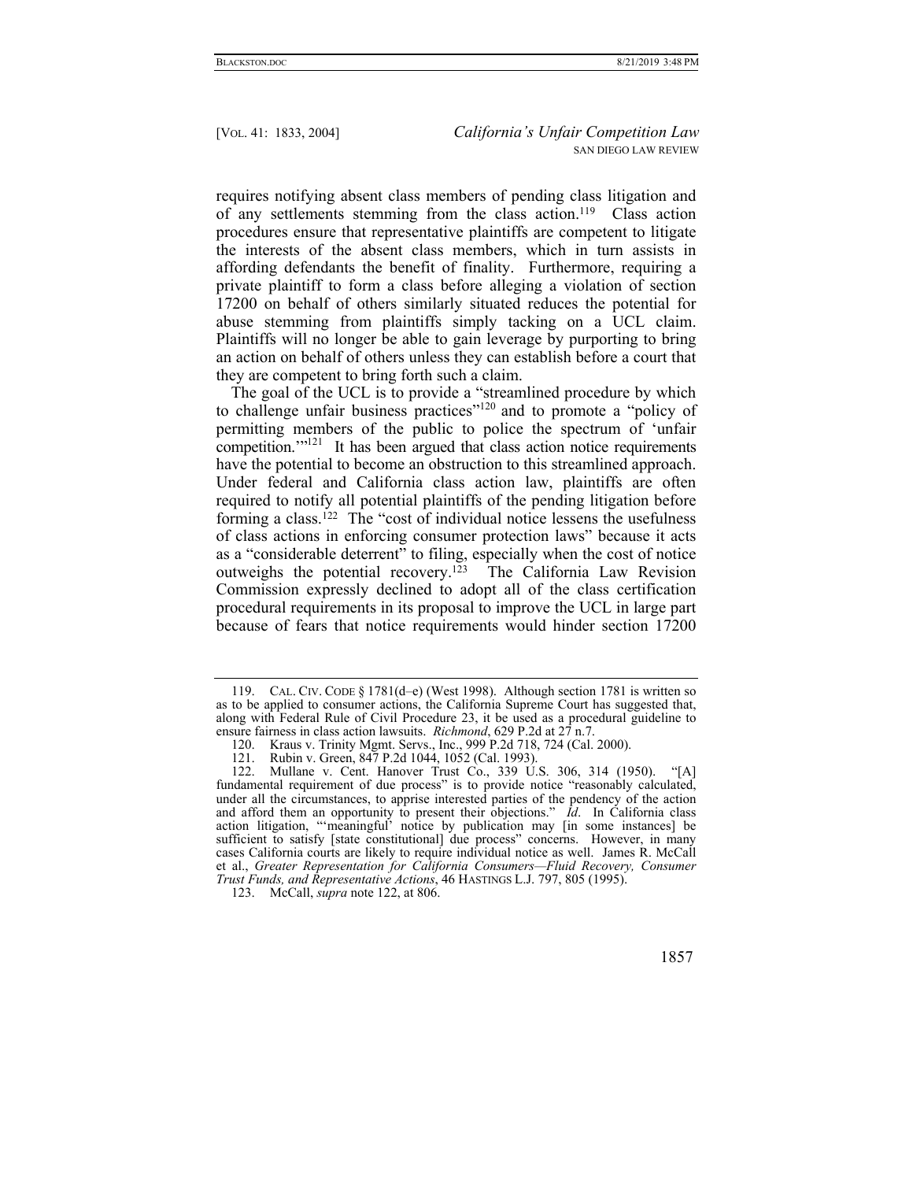requires notifying absent class members of pending class litigation and of any settlements stemming from the class action.[119] Class action procedures ensure that representative plaintiffs are competent to litigate the interests of the absent class members, which in turn assists in affording defendants the benefit of finality. Furthermore, requiring a private plaintiff to form a class before alleging a violation of section 17200 on behalf of others similarly situated reduces the potential for abuse stemming from plaintiffs simply tacking on a UCL claim. Plaintiffs will no longer be able to gain leverage by purporting to bring an action on behalf of others unless they can establish before a court that they are competent to bring forth such a claim.

The goal of the UCL is to provide a "streamlined procedure by which to challenge unfair business practices"[120] and to promote a "policy of permitting members of the public to police the spectrum of 'unfair competition.'"[121] It has been argued that class action notice requirements have the potential to become an obstruction to this streamlined approach. Under federal and California class action law, plaintiffs are often required to notify all potential plaintiffs of the pending litigation before forming a class.[122] The "cost of individual notice lessens the usefulness of class actions in enforcing consumer protection laws" because it acts as a "considerable deterrent" to filing, especially when the cost of notice outweighs the potential recovery.[123] The California Law Revision Commission expressly declined to adopt all of the class certification procedural requirements in its proposal to improve the UCL in large part because of fears that notice requirements would hinder section 17200

---

119. CAL. CIV. CODE § 1781(d–e) (West 1998). Although section 1781 is written so as to be applied to consumer actions, the California Supreme Court has suggested that, along with Federal Rule of Civil Procedure 23, it be used as a procedural guideline to ensure fairness in class action lawsuits. *Richmond*, 629 P.2d at 27 n.7.

120. Kraus v. Trinity Mgmt. Servs., Inc., 999 P.2d 718, 724 (Cal. 2000).

121. Rubin v. Green, 847 P.2d 1044, 1052 (Cal. 1993).

122. Mullane v. Cent. Hanover Trust Co., 339 U.S. 306, 314 (1950). "[A] fundamental requirement of due process" is to provide notice "reasonably calculated, under all the circumstances, to apprise interested parties of the pendency of the action and afford them an opportunity to present their objections." *Id*. In California class action litigation, "'meaningful' notice by publication may [in some instances] be sufficient to satisfy [state constitutional] due process" concerns. However, in many cases California courts are likely to require individual notice as well. James R. McCall et al., *Greater Representation for California Consumers—Fluid Recovery, Consumer Trust Funds, and Representative Actions*, 46 HASTINGS L.J. 797, 805 (1995).

123. McCall, *supra* note 122, at 806.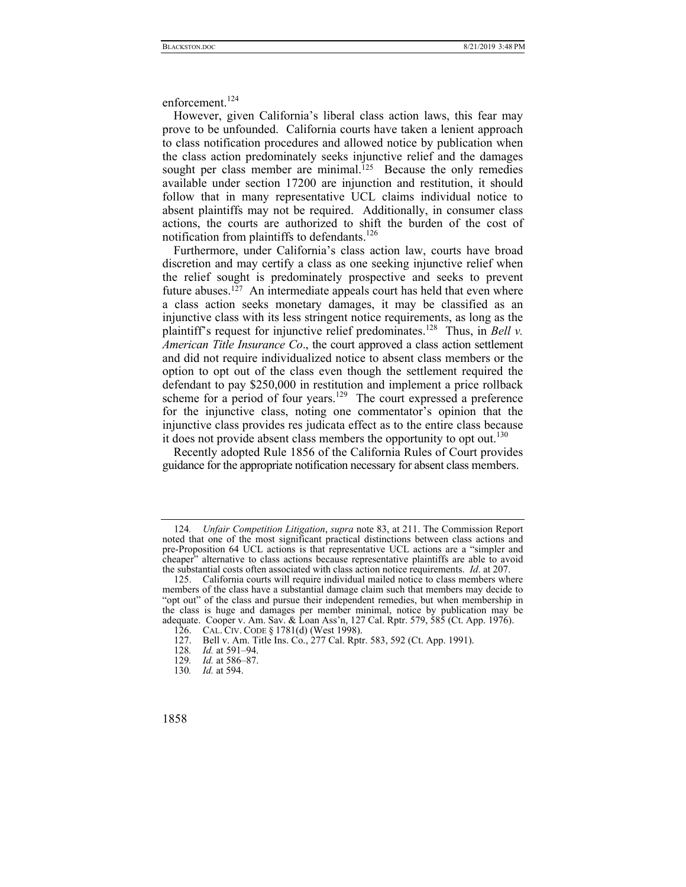enforcement.[124]

However, given California's liberal class action laws, this fear may prove to be unfounded. California courts have taken a lenient approach to class notification procedures and allowed notice by publication when the class action predominately seeks injunctive relief and the damages sought per class member are minimal.[125] Because the only remedies available under section 17200 are injunction and restitution, it should follow that in many representative UCL claims individual notice to absent plaintiffs may not be required. Additionally, in consumer class actions, the courts are authorized to shift the burden of the cost of notification from plaintiffs to defendants.[126]

Furthermore, under California's class action law, courts have broad discretion and may certify a class as one seeking injunctive relief when the relief sought is predominately prospective and seeks to prevent future abuses.[127] An intermediate appeals court has held that even where a class action seeks monetary damages, it may be classified as an injunctive class with its less stringent notice requirements, as long as the plaintiff's request for injunctive relief predominates.[128] Thus, in *Bell v. American Title Insurance Co*., the court approved a class action settlement and did not require individualized notice to absent class members or the option to opt out of the class even though the settlement required the defendant to pay $250,000 in restitution and implement a price rollback scheme for a period of four years.[129] The court expressed a preference for the injunctive class, noting one commentator's opinion that the injunctive class provides res judicata effect as to the entire class because it does not provide absent class members the opportunity to opt out.[130]

Recently adopted Rule 1856 of the California Rules of Court provides guidance for the appropriate notification necessary for absent class members.

---

124. *Unfair Competition Litigation*, *supra* note 83, at 211. The Commission Report noted that one of the most significant practical distinctions between class actions and pre-Proposition 64 UCL actions is that representative UCL actions are a "simpler and cheaper" alternative to class actions because representative plaintiffs are able to avoid the substantial costs often associated with class action notice requirements. *Id*. at 207.

125. California courts will require individual mailed notice to class members where members of the class have a substantial damage claim such that members may decide to "opt out" of the class and pursue their independent remedies, but when membership in the class is huge and damages per member minimal, notice by publication may be adequate. Cooper v. Am. Sav. & Loan Ass'n, 127 Cal. Rptr. 579, 585 (Ct. App. 1976).

126. CAL. CIV. CODE § 1781(d) (West 1998).

127. Bell v. Am. Title Ins. Co., 277 Cal. Rptr. 583, 592 (Ct. App. 1991).

128. *Id.* at 591–94.

129. *Id.* at 586–87.

130. *Id.* at 594.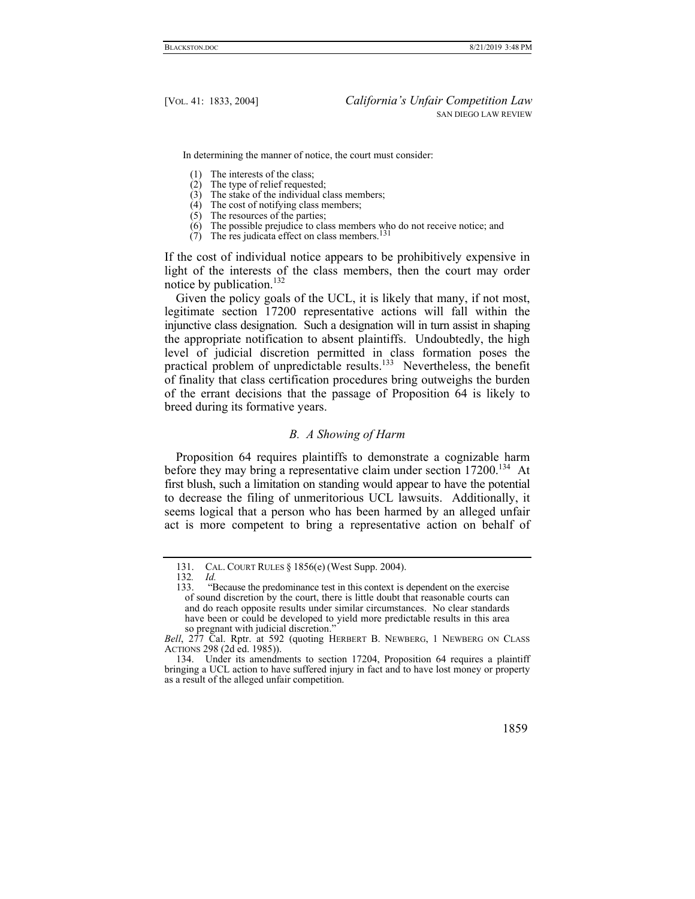In determining the manner of notice, the court must consider:

(1) The interests of the class;
(2) The type of relief requested;
(3) The stake of the individual class members;
(4) The cost of notifying class members;
(5) The resources of the parties;
(6) The possible prejudice to class members who do not receive notice; and
(7) The res judicata effect on class members.[131]

If the cost of individual notice appears to be prohibitively expensive in light of the interests of the class members, then the court may order notice by publication.[132]

Given the policy goals of the UCL, it is likely that many, if not most, legitimate section 17200 representative actions will fall within the injunctive class designation. Such a designation will in turn assist in shaping the appropriate notification to absent plaintiffs. Undoubtedly, the high level of judicial discretion permitted in class formation poses the practical problem of unpredictable results.[133] Nevertheless, the benefit of finality that class certification procedures bring outweighs the burden of the errant decisions that the passage of Proposition 64 is likely to breed during its formative years.

### *B. A Showing of Harm*

Proposition 64 requires plaintiffs to demonstrate a cognizable harm before they may bring a representative claim under section 17200.[134] At first blush, such a limitation on standing would appear to have the potential to decrease the filing of unmeritorious UCL lawsuits. Additionally, it seems logical that a person who has been harmed by an alleged unfair act is more competent to bring a representative action on behalf of

---

131. CAL. COURT RULES § 1856(e) (West Supp. 2004).

132. *Id.*

133. "Because the predominance test in this context is dependent on the exercise of sound discretion by the court, there is little doubt that reasonable courts can and do reach opposite results under similar circumstances. No clear standards have been or could be developed to yield more predictable results in this area so pregnant with judicial discretion."

*Bell*, 277 Cal. Rptr. at 592 (quoting HERBERT B. NEWBERG, 1 NEWBERG ON CLASS ACTIONS 298 (2d ed. 1985)).

134. Under its amendments to section 17204, Proposition 64 requires a plaintiff bringing a UCL action to have suffered injury in fact and to have lost money or property as a result of the alleged unfair competition.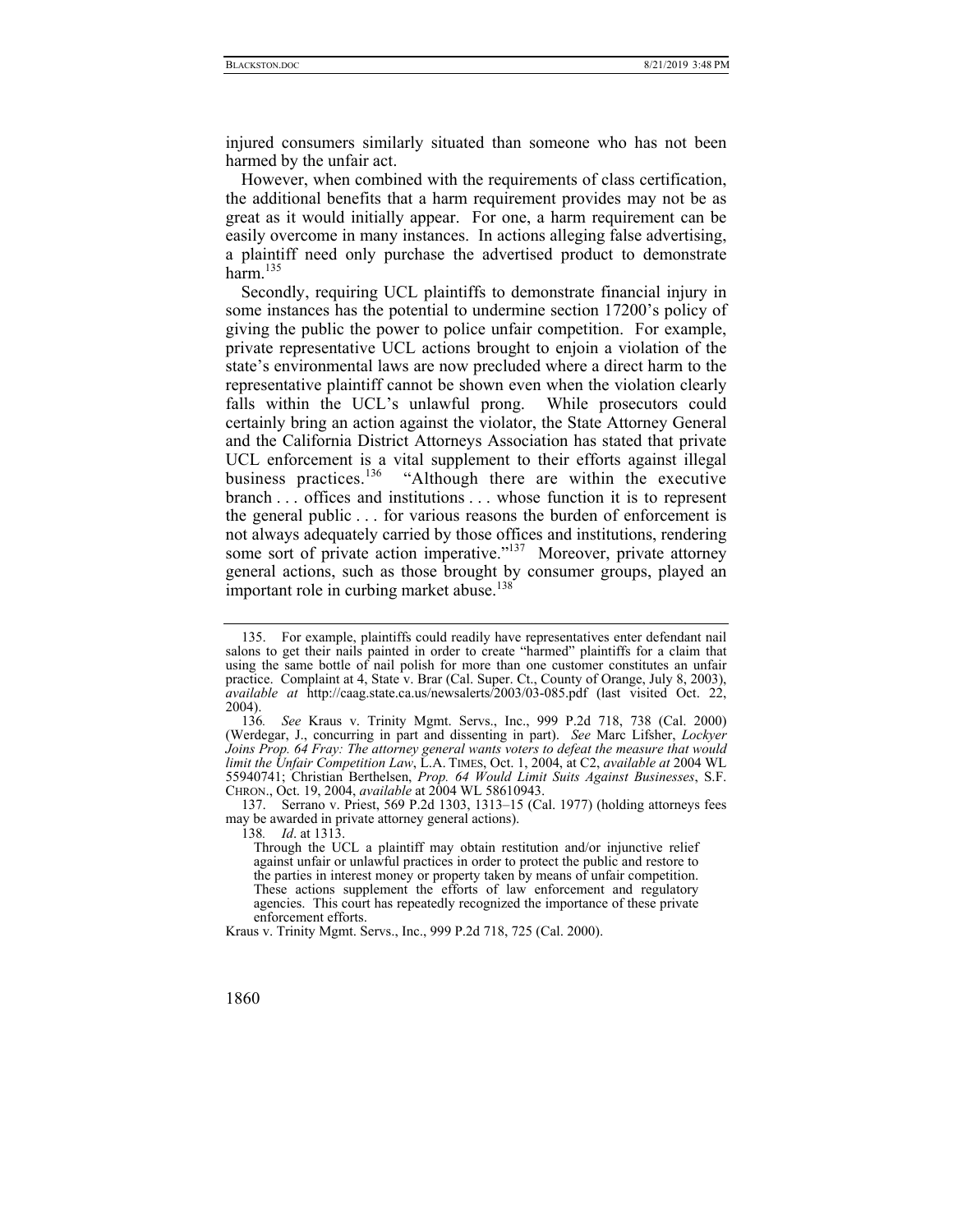injured consumers similarly situated than someone who has not been harmed by the unfair act.

However, when combined with the requirements of class certification, the additional benefits that a harm requirement provides may not be as great as it would initially appear. For one, a harm requirement can be easily overcome in many instances. In actions alleging false advertising, a plaintiff need only purchase the advertised product to demonstrate harm.[135]

Secondly, requiring UCL plaintiffs to demonstrate financial injury in some instances has the potential to undermine section 17200's policy of giving the public the power to police unfair competition. For example, private representative UCL actions brought to enjoin a violation of the state's environmental laws are now precluded where a direct harm to the representative plaintiff cannot be shown even when the violation clearly falls within the UCL's unlawful prong. While prosecutors could certainly bring an action against the violator, the State Attorney General and the California District Attorneys Association has stated that private UCL enforcement is a vital supplement to their efforts against illegal business practices.[136] "Although there are within the executive branch . . . offices and institutions . . . whose function it is to represent the general public . . . for various reasons the burden of enforcement is not always adequately carried by those offices and institutions, rendering some sort of private action imperative."[137] Moreover, private attorney general actions, such as those brought by consumer groups, played an important role in curbing market abuse.[138]

---

135. For example, plaintiffs could readily have representatives enter defendant nail salons to get their nails painted in order to create "harmed" plaintiffs for a claim that using the same bottle of nail polish for more than one customer constitutes an unfair practice. Complaint at 4, State v. Brar (Cal. Super. Ct., County of Orange, July 8, 2003), *available at* http://caag.state.ca.us/newsalerts/2003/03-085.pdf (last visited Oct. 22, 2004).

136. *See* Kraus v. Trinity Mgmt. Servs., Inc., 999 P.2d 718, 738 (Cal. 2000) (Werdegar, J., concurring in part and dissenting in part). *See* Marc Lifsher, *Lockyer Joins Prop. 64 Fray: The attorney general wants voters to defeat the measure that would limit the Unfair Competition Law*, L.A. TIMES, Oct. 1, 2004, at C2, *available at* 2004 WL 55940741; Christian Berthelsen, *Prop. 64 Would Limit Suits Against Businesses*, S.F. CHRON., Oct. 19, 2004, *available* at 2004 WL 58610943.

137. Serrano v. Priest, 569 P.2d 1303, 1313–15 (Cal. 1977) (holding attorneys fees may be awarded in private attorney general actions).

138. *Id*. at 1313.

> Through the UCL a plaintiff may obtain restitution and/or injunctive relief against unfair or unlawful practices in order to protect the public and restore to the parties in interest money or property taken by means of unfair competition. These actions supplement the efforts of law enforcement and regulatory agencies. This court has repeatedly recognized the importance of these private enforcement efforts.

Kraus v. Trinity Mgmt. Servs., Inc., 999 P.2d 718, 725 (Cal. 2000).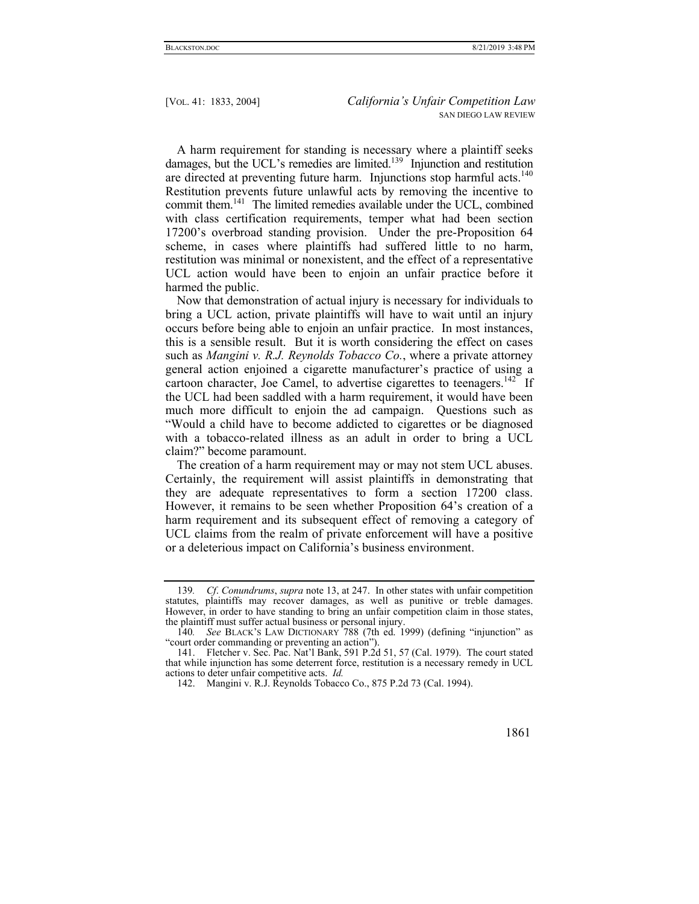A harm requirement for standing is necessary where a plaintiff seeks damages, but the UCL's remedies are limited.[139] Injunction and restitution are directed at preventing future harm. Injunctions stop harmful acts.[140] Restitution prevents future unlawful acts by removing the incentive to commit them.[141] The limited remedies available under the UCL, combined with class certification requirements, temper what had been section 17200's overbroad standing provision. Under the pre-Proposition 64 scheme, in cases where plaintiffs had suffered little to no harm, restitution was minimal or nonexistent, and the effect of a representative UCL action would have been to enjoin an unfair practice before it harmed the public.

Now that demonstration of actual injury is necessary for individuals to bring a UCL action, private plaintiffs will have to wait until an injury occurs before being able to enjoin an unfair practice. In most instances, this is a sensible result. But it is worth considering the effect on cases such as *Mangini v. R.J. Reynolds Tobacco Co.*, where a private attorney general action enjoined a cigarette manufacturer's practice of using a cartoon character, Joe Camel, to advertise cigarettes to teenagers.[142] If the UCL had been saddled with a harm requirement, it would have been much more difficult to enjoin the ad campaign. Questions such as "Would a child have to become addicted to cigarettes or be diagnosed with a tobacco-related illness as an adult in order to bring a UCL claim?" become paramount.

The creation of a harm requirement may or may not stem UCL abuses. Certainly, the requirement will assist plaintiffs in demonstrating that they are adequate representatives to form a section 17200 class. However, it remains to be seen whether Proposition 64's creation of a harm requirement and its subsequent effect of removing a category of UCL claims from the realm of private enforcement will have a positive or a deleterious impact on California's business environment.

---

139. *Cf. Conundrums*, *supra* note 13, at 247. In other states with unfair competition statutes, plaintiffs may recover damages, as well as punitive or treble damages. However, in order to have standing to bring an unfair competition claim in those states, the plaintiff must suffer actual business or personal injury.

140. *See* BLACK'S LAW DICTIONARY 788 (7th ed. 1999) (defining "injunction" as "court order commanding or preventing an action").

141. Fletcher v. Sec. Pac. Nat'l Bank, 591 P.2d 51, 57 (Cal. 1979). The court stated that while injunction has some deterrent force, restitution is a necessary remedy in UCL actions to deter unfair competitive acts. *Id.*

142. Mangini v. R.J. Reynolds Tobacco Co., 875 P.2d 73 (Cal. 1994).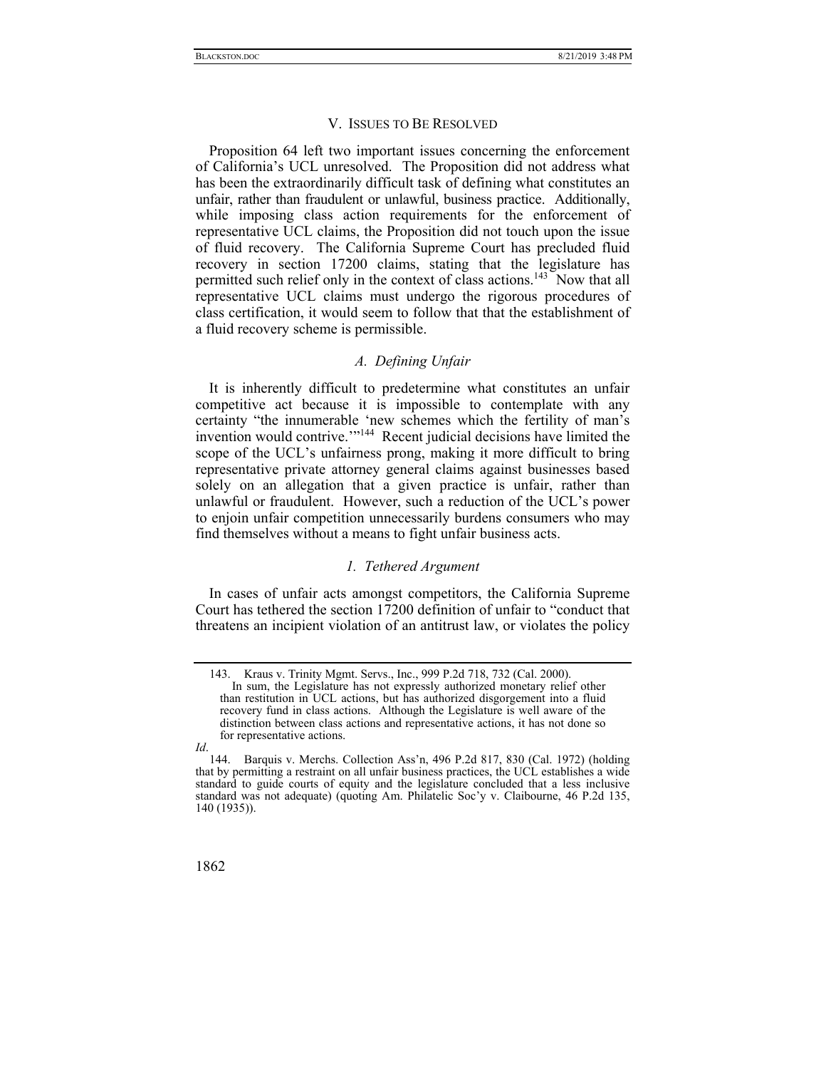## V. Issues to Be Resolved

Proposition 64 left two important issues concerning the enforcement of California's UCL unresolved. The Proposition did not address what has been the extraordinarily difficult task of defining what constitutes an unfair, rather than fraudulent or unlawful, business practice. Additionally, while imposing class action requirements for the enforcement of representative UCL claims, the Proposition did not touch upon the issue of fluid recovery. The California Supreme Court has precluded fluid recovery in section 17200 claims, stating that the legislature has permitted such relief only in the context of class actions.[143] Now that all representative UCL claims must undergo the rigorous procedures of class certification, it would seem to follow that that the establishment of a fluid recovery scheme is permissible.

### *A. Defining Unfair*

It is inherently difficult to predetermine what constitutes an unfair competitive act because it is impossible to contemplate with any certainty "the innumerable 'new schemes which the fertility of man's invention would contrive.'"[144] Recent judicial decisions have limited the scope of the UCL's unfairness prong, making it more difficult to bring representative private attorney general claims against businesses based solely on an allegation that a given practice is unfair, rather than unlawful or fraudulent. However, such a reduction of the UCL's power to enjoin unfair competition unnecessarily burdens consumers who may find themselves without a means to fight unfair business acts.

#### *1. Tethered Argument*

In cases of unfair acts amongst competitors, the California Supreme Court has tethered the section 17200 definition of unfair to "conduct that threatens an incipient violation of an antitrust law, or violates the policy

---

143. Kraus v. Trinity Mgmt. Servs., Inc., 999 P.2d 718, 732 (Cal. 2000).

> In sum, the Legislature has not expressly authorized monetary relief other than restitution in UCL actions, but has authorized disgorgement into a fluid recovery fund in class actions. Although the Legislature is well aware of the distinction between class actions and representative actions, it has not done so for representative actions.

*Id*.

144. Barquis v. Merchs. Collection Ass'n, 496 P.2d 817, 830 (Cal. 1972) (holding that by permitting a restraint on all unfair business practices, the UCL establishes a wide standard to guide courts of equity and the legislature concluded that a less inclusive standard was not adequate) (quoting Am. Philatelic Soc'y v. Claibourne, 46 P.2d 135, 140 (1935)).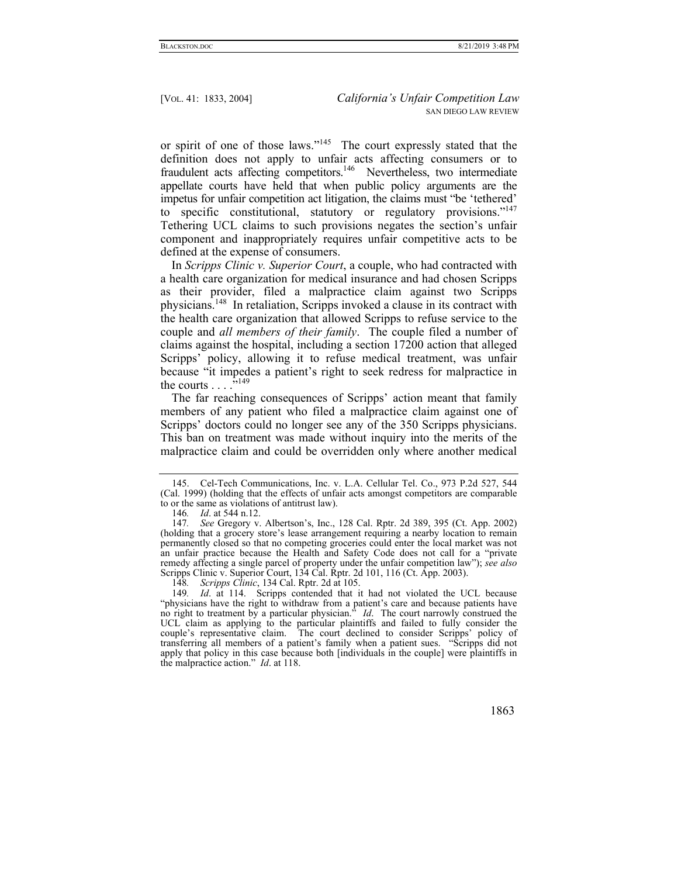or spirit of one of those laws."[145] The court expressly stated that the definition does not apply to unfair acts affecting consumers or to fraudulent acts affecting competitors.[146] Nevertheless, two intermediate appellate courts have held that when public policy arguments are the impetus for unfair competition act litigation, the claims must "be 'tethered' to specific constitutional, statutory or regulatory provisions."[147] Tethering UCL claims to such provisions negates the section's unfair component and inappropriately requires unfair competitive acts to be defined at the expense of consumers.

In *Scripps Clinic v. Superior Court*, a couple, who had contracted with a health care organization for medical insurance and had chosen Scripps as their provider, filed a malpractice claim against two Scripps physicians.[148] In retaliation, Scripps invoked a clause in its contract with the health care organization that allowed Scripps to refuse service to the couple and *all members of their family*. The couple filed a number of claims against the hospital, including a section 17200 action that alleged Scripps' policy, allowing it to refuse medical treatment, was unfair because "it impedes a patient's right to seek redress for malpractice in the courts . . . ."[149]

The far reaching consequences of Scripps' action meant that family members of any patient who filed a malpractice claim against one of Scripps' doctors could no longer see any of the 350 Scripps physicians. This ban on treatment was made without inquiry into the merits of the malpractice claim and could be overridden only where another medical

---

145. Cel-Tech Communications, Inc. v. L.A. Cellular Tel. Co., 973 P.2d 527, 544 (Cal. 1999) (holding that the effects of unfair acts amongst competitors are comparable to or the same as violations of antitrust law).

146. *Id*. at 544 n.12.

147. *See* Gregory v. Albertson's, Inc., 128 Cal. Rptr. 2d 389, 395 (Ct. App. 2002) (holding that a grocery store's lease arrangement requiring a nearby location to remain permanently closed so that no competing groceries could enter the local market was not an unfair practice because the Health and Safety Code does not call for a "private remedy affecting a single parcel of property under the unfair competition law"); *see also* Scripps Clinic v. Superior Court, 134 Cal. Rptr. 2d 101, 116 (Ct. App. 2003).

148. *Scripps Clinic*, 134 Cal. Rptr. 2d at 105.

149. *Id*. at 114. Scripps contended that it had not violated the UCL because "physicians have the right to withdraw from a patient's care and because patients have no right to treatment by a particular physician." *Id*. The court narrowly construed the UCL claim as applying to the particular plaintiffs and failed to fully consider the couple's representative claim. The court declined to consider Scripps' policy of transferring all members of a patient's family when a patient sues. "Scripps did not apply that policy in this case because both [individuals in the couple] were plaintiffs in the malpractice action." *Id*. at 118.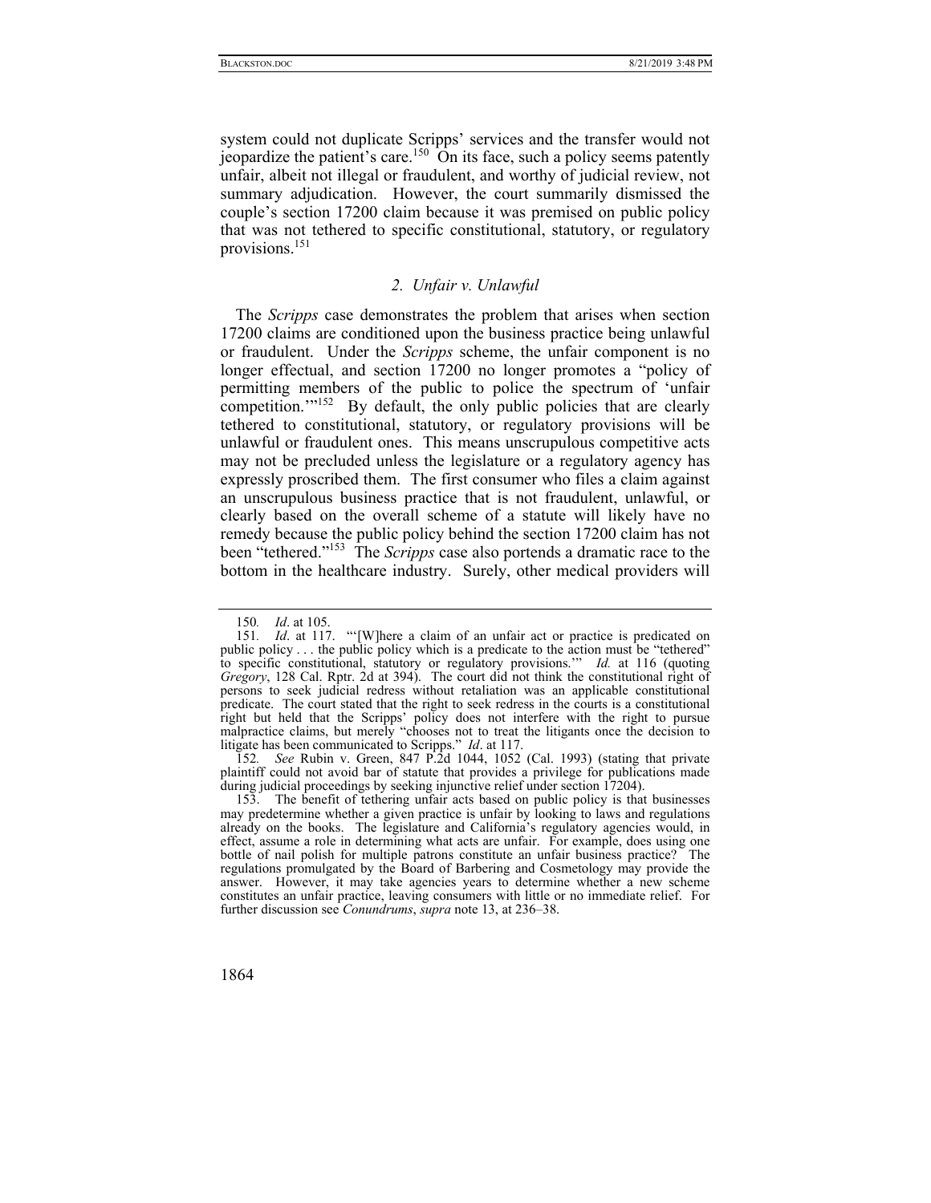system could not duplicate Scripps' services and the transfer would not jeopardize the patient's care.[150] On its face, such a policy seems patently unfair, albeit not illegal or fraudulent, and worthy of judicial review, not summary adjudication. However, the court summarily dismissed the couple's section 17200 claim because it was premised on public policy that was not tethered to specific constitutional, statutory, or regulatory provisions.[151]

### *2. Unfair v. Unlawful*

The *Scripps* case demonstrates the problem that arises when section 17200 claims are conditioned upon the business practice being unlawful or fraudulent. Under the *Scripps* scheme, the unfair component is no longer effectual, and section 17200 no longer promotes a "policy of permitting members of the public to police the spectrum of 'unfair competition.'"[152] By default, the only public policies that are clearly tethered to constitutional, statutory, or regulatory provisions will be unlawful or fraudulent ones. This means unscrupulous competitive acts may not be precluded unless the legislature or a regulatory agency has expressly proscribed them. The first consumer who files a claim against an unscrupulous business practice that is not fraudulent, unlawful, or clearly based on the overall scheme of a statute will likely have no remedy because the public policy behind the section 17200 claim has not been "tethered."[153] The *Scripps* case also portends a dramatic race to the bottom in the healthcare industry. Surely, other medical providers will

---

150. *Id*. at 105.

151. *Id*. at 117. "'[W]here a claim of an unfair act or practice is predicated on public policy . . . the public policy which is a predicate to the action must be "tethered" to specific constitutional, statutory or regulatory provisions.'" *Id.* at 116 (quoting *Gregory*, 128 Cal. Rptr. 2d at 394). The court did not think the constitutional right of persons to seek judicial redress without retaliation was an applicable constitutional predicate. The court stated that the right to seek redress in the courts is a constitutional right but held that the Scripps' policy does not interfere with the right to pursue malpractice claims, but merely "chooses not to treat the litigants once the decision to litigate has been communicated to Scripps." *Id*. at 117.

152. *See* Rubin v. Green, 847 P.2d 1044, 1052 (Cal. 1993) (stating that private plaintiff could not avoid bar of statute that provides a privilege for publications made during judicial proceedings by seeking injunctive relief under section 17204).

153. The benefit of tethering unfair acts based on public policy is that businesses may predetermine whether a given practice is unfair by looking to laws and regulations already on the books. The legislature and California's regulatory agencies would, in effect, assume a role in determining what acts are unfair. For example, does using one bottle of nail polish for multiple patrons constitute an unfair business practice? The regulations promulgated by the Board of Barbering and Cosmetology may provide the answer. However, it may take agencies years to determine whether a new scheme constitutes an unfair practice, leaving consumers with little or no immediate relief. For further discussion see *Conundrums*, *supra* note 13, at 236–38.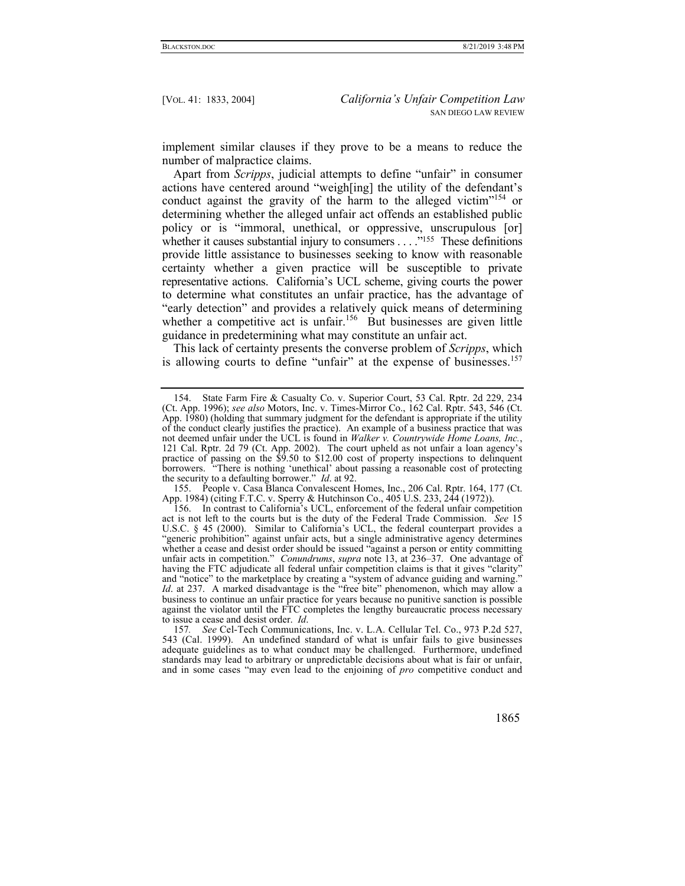implement similar clauses if they prove to be a means to reduce the number of malpractice claims.

Apart from *Scripps*, judicial attempts to define "unfair" in consumer actions have centered around "weigh[ing] the utility of the defendant's conduct against the gravity of the harm to the alleged victim"[154] or determining whether the alleged unfair act offends an established public policy or is "immoral, unethical, or oppressive, unscrupulous [or] whether it causes substantial injury to consumers . . . ."[155] These definitions provide little assistance to businesses seeking to know with reasonable certainty whether a given practice will be susceptible to private representative actions. California's UCL scheme, giving courts the power to determine what constitutes an unfair practice, has the advantage of "early detection" and provides a relatively quick means of determining whether a competitive act is unfair.[156] But businesses are given little guidance in predetermining what may constitute an unfair act.

This lack of certainty presents the converse problem of *Scripps*, which is allowing courts to define "unfair" at the expense of businesses.[157]

---

154. State Farm Fire & Casualty Co. v. Superior Court, 53 Cal. Rptr. 2d 229, 234 (Ct. App. 1996); *see also* Motors, Inc. v. Times-Mirror Co., 162 Cal. Rptr. 543, 546 (Ct. App. 1980) (holding that summary judgment for the defendant is appropriate if the utility of the conduct clearly justifies the practice). An example of a business practice that was not deemed unfair under the UCL is found in *Walker v. Countrywide Home Loans, Inc.*, 121 Cal. Rptr. 2d 79 (Ct. App. 2002). The court upheld as not unfair a loan agency's practice of passing on the $9.50 to $12.00 cost of property inspections to delinquent borrowers. "There is nothing 'unethical' about passing a reasonable cost of protecting the security to a defaulting borrower." *Id*. at 92.

155. People v. Casa Blanca Convalescent Homes, Inc., 206 Cal. Rptr. 164, 177 (Ct. App. 1984) (citing F.T.C. v. Sperry & Hutchinson Co., 405 U.S. 233, 244 (1972)).

156. In contrast to California's UCL, enforcement of the federal unfair competition act is not left to the courts but is the duty of the Federal Trade Commission. *See* 15 U.S.C. § 45 (2000). Similar to California's UCL, the federal counterpart provides a "generic prohibition" against unfair acts, but a single administrative agency determines whether a cease and desist order should be issued "against a person or entity committing unfair acts in competition." *Conundrums*, *supra* note 13, at 236–37. One advantage of having the FTC adjudicate all federal unfair competition claims is that it gives "clarity" and "notice" to the marketplace by creating a "system of advance guiding and warning." *Id*. at 237. A marked disadvantage is the "free bite" phenomenon, which may allow a business to continue an unfair practice for years because no punitive sanction is possible against the violator until the FTC completes the lengthy bureaucratic process necessary to issue a cease and desist order. *Id*.

157. *See* Cel-Tech Communications, Inc. v. L.A. Cellular Tel. Co., 973 P.2d 527, 543 (Cal. 1999). An undefined standard of what is unfair fails to give businesses adequate guidelines as to what conduct may be challenged. Furthermore, undefined standards may lead to arbitrary or unpredictable decisions about what is fair or unfair, and in some cases "may even lead to the enjoining of *pro* competitive conduct and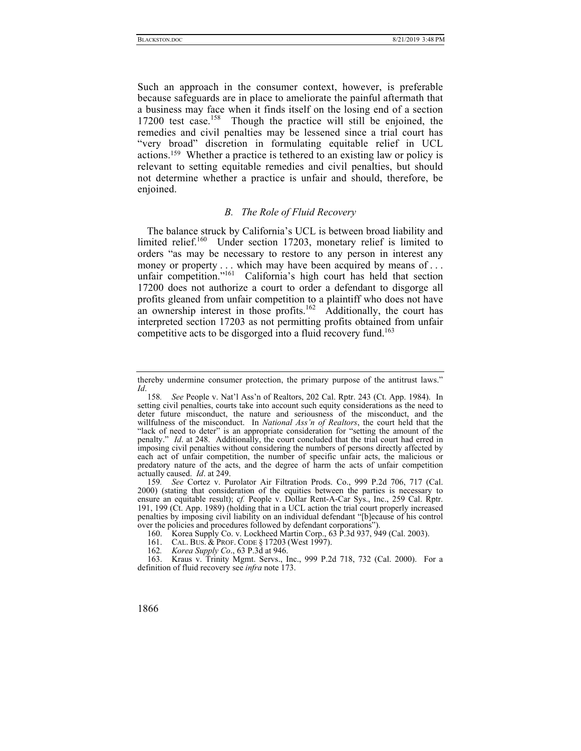Such an approach in the consumer context, however, is preferable because safeguards are in place to ameliorate the painful aftermath that a business may face when it finds itself on the losing end of a section 17200 test case.[158] Though the practice will still be enjoined, the remedies and civil penalties may be lessened since a trial court has "very broad" discretion in formulating equitable relief in UCL actions.[159] Whether a practice is tethered to an existing law or policy is relevant to setting equitable remedies and civil penalties, but should not determine whether a practice is unfair and should, therefore, be enjoined.

### *B. The Role of Fluid Recovery*

The balance struck by California's UCL is between broad liability and limited relief.[160] Under section 17203, monetary relief is limited to orders "as may be necessary to restore to any person in interest any money or property . . . which may have been acquired by means of . . . unfair competition."[161] California's high court has held that section 17200 does not authorize a court to order a defendant to disgorge all profits gleaned from unfair competition to a plaintiff who does not have an ownership interest in those profits.[162] Additionally, the court has interpreted section 17203 as not permitting profits obtained from unfair competitive acts to be disgorged into a fluid recovery fund.[163]

---

thereby undermine consumer protection, the primary purpose of the antitrust laws." *Id*.

158. *See* People v. Nat'l Ass'n of Realtors, 202 Cal. Rptr. 243 (Ct. App. 1984). In setting civil penalties, courts take into account such equity considerations as the need to deter future misconduct, the nature and seriousness of the misconduct, and the willfulness of the misconduct. In *National Ass'n of Realtors*, the court held that the "lack of need to deter" is an appropriate consideration for "setting the amount of the penalty." *Id*. at 248. Additionally, the court concluded that the trial court had erred in imposing civil penalties without considering the numbers of persons directly affected by each act of unfair competition, the number of specific unfair acts, the malicious or predatory nature of the acts, and the degree of harm the acts of unfair competition actually caused. *Id*. at 249.

159. *See* Cortez v. Purolator Air Filtration Prods. Co., 999 P.2d 706, 717 (Cal. 2000) (stating that consideration of the equities between the parties is necessary to ensure an equitable result); *cf.* People v. Dollar Rent-A-Car Sys., Inc., 259 Cal. Rptr. 191, 199 (Ct. App. 1989) (holding that in a UCL action the trial court properly increased penalties by imposing civil liability on an individual defendant "[b]ecause of his control over the policies and procedures followed by defendant corporations").

160. Korea Supply Co. v. Lockheed Martin Corp., 63 P.3d 937, 949 (Cal. 2003).

161. CAL. BUS. & PROF. CODE § 17203 (West 1997).

162. *Korea Supply Co*., 63 P.3d at 946.

163. Kraus v. Trinity Mgmt. Servs., Inc., 999 P.2d 718, 732 (Cal. 2000). For a definition of fluid recovery see *infra* note 173.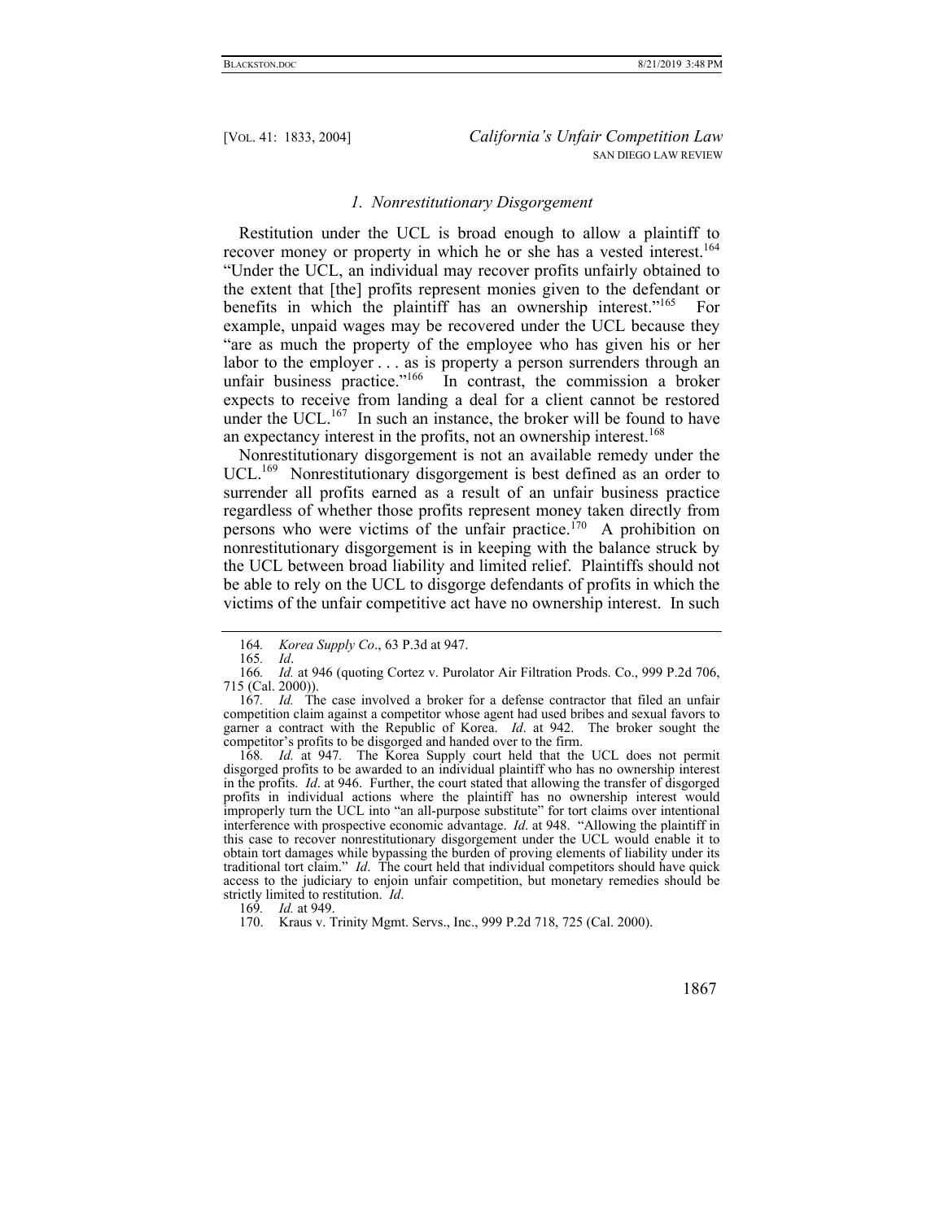### *1. Nonrestitutionary Disgorgement*

Restitution under the UCL is broad enough to allow a plaintiff to recover money or property in which he or she has a vested interest.[164] "Under the UCL, an individual may recover profits unfairly obtained to the extent that [the] profits represent monies given to the defendant or benefits in which the plaintiff has an ownership interest."[165] For example, unpaid wages may be recovered under the UCL because they "are as much the property of the employee who has given his or her labor to the employer . . . as is property a person surrenders through an unfair business practice."[166] In contrast, the commission a broker expects to receive from landing a deal for a client cannot be restored under the UCL.[167] In such an instance, the broker will be found to have an expectancy interest in the profits, not an ownership interest.[168]

Nonrestitutionary disgorgement is not an available remedy under the UCL.[169] Nonrestitutionary disgorgement is best defined as an order to surrender all profits earned as a result of an unfair business practice regardless of whether those profits represent money taken directly from persons who were victims of the unfair practice.[170] A prohibition on nonrestitutionary disgorgement is in keeping with the balance struck by the UCL between broad liability and limited relief. Plaintiffs should not be able to rely on the UCL to disgorge defendants of profits in which the victims of the unfair competitive act have no ownership interest. In such

---

164. *Korea Supply Co*., 63 P.3d at 947.

165. *Id*.

166. *Id.* at 946 (quoting Cortez v. Purolator Air Filtration Prods. Co., 999 P.2d 706, 715 (Cal. 2000)).

167. *Id.* The case involved a broker for a defense contractor that filed an unfair competition claim against a competitor whose agent had used bribes and sexual favors to garner a contract with the Republic of Korea. *Id*. at 942. The broker sought the competitor's profits to be disgorged and handed over to the firm.

168. *Id.* at 947. The Korea Supply court held that the UCL does not permit disgorged profits to be awarded to an individual plaintiff who has no ownership interest in the profits. *Id*. at 946. Further, the court stated that allowing the transfer of disgorged profits in individual actions where the plaintiff has no ownership interest would improperly turn the UCL into "an all-purpose substitute" for tort claims over intentional interference with prospective economic advantage. *Id*. at 948. "Allowing the plaintiff in this case to recover nonrestitutionary disgorgement under the UCL would enable it to obtain tort damages while bypassing the burden of proving elements of liability under its traditional tort claim." *Id*. The court held that individual competitors should have quick access to the judiciary to enjoin unfair competition, but monetary remedies should be strictly limited to restitution. *Id*.

169. *Id.* at 949.

170. Kraus v. Trinity Mgmt. Servs., Inc., 999 P.2d 718, 725 (Cal. 2000).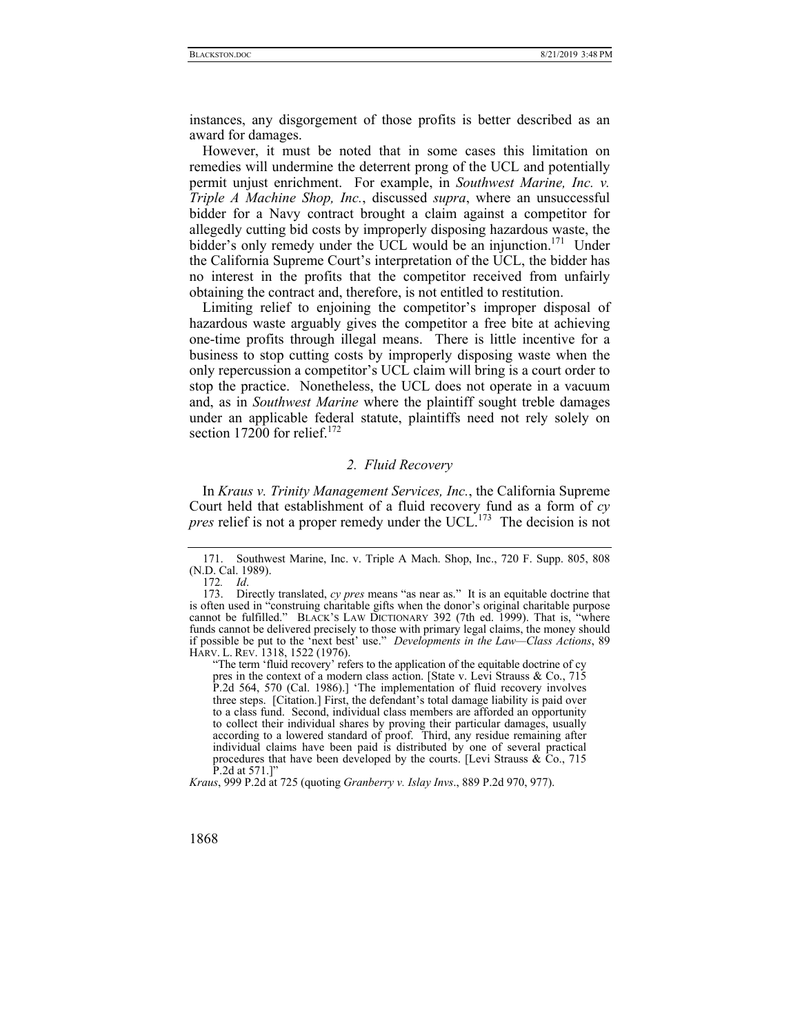instances, any disgorgement of those profits is better described as an award for damages.

However, it must be noted that in some cases this limitation on remedies will undermine the deterrent prong of the UCL and potentially permit unjust enrichment. For example, in *Southwest Marine, Inc. v. Triple A Machine Shop, Inc.*, discussed *supra*, where an unsuccessful bidder for a Navy contract brought a claim against a competitor for allegedly cutting bid costs by improperly disposing hazardous waste, the bidder's only remedy under the UCL would be an injunction.[171] Under the California Supreme Court's interpretation of the UCL, the bidder has no interest in the profits that the competitor received from unfairly obtaining the contract and, therefore, is not entitled to restitution.

Limiting relief to enjoining the competitor's improper disposal of hazardous waste arguably gives the competitor a free bite at achieving one-time profits through illegal means. There is little incentive for a business to stop cutting costs by improperly disposing waste when the only repercussion a competitor's UCL claim will bring is a court order to stop the practice. Nonetheless, the UCL does not operate in a vacuum and, as in *Southwest Marine* where the plaintiff sought treble damages under an applicable federal statute, plaintiffs need not rely solely on section 17200 for relief.[172]

### *2. Fluid Recovery*

In *Kraus v. Trinity Management Services, Inc.*, the California Supreme Court held that establishment of a fluid recovery fund as a form of *cy pres* relief is not a proper remedy under the UCL.[173] The decision is not

---

171. Southwest Marine, Inc. v. Triple A Mach. Shop, Inc., 720 F. Supp. 805, 808 (N.D. Cal. 1989).

172. *Id*.

173. Directly translated, *cy pres* means "as near as." It is an equitable doctrine that is often used in "construing charitable gifts when the donor's original charitable purpose cannot be fulfilled." BLACK'S LAW DICTIONARY 392 (7th ed. 1999). That is, "where funds cannot be delivered precisely to those with primary legal claims, the money should if possible be put to the 'next best' use." *Developments in the Law—Class Actions*, 89 HARV. L. REV. 1318, 1522 (1976).

> "The term 'fluid recovery' refers to the application of the equitable doctrine of cy pres in the context of a modern class action. [State v. Levi Strauss & Co., 715 P.2d 564, 570 (Cal. 1986).] 'The implementation of fluid recovery involves three steps. [Citation.] First, the defendant's total damage liability is paid over to a class fund. Second, individual class members are afforded an opportunity to collect their individual shares by proving their particular damages, usually according to a lowered standard of proof. Third, any residue remaining after individual claims have been paid is distributed by one of several practical procedures that have been developed by the courts. [Levi Strauss & Co., 715 P.2d at 571.]"

*Kraus*, 999 P.2d at 725 (quoting *Granberry v. Islay Invs*., 889 P.2d 970, 977).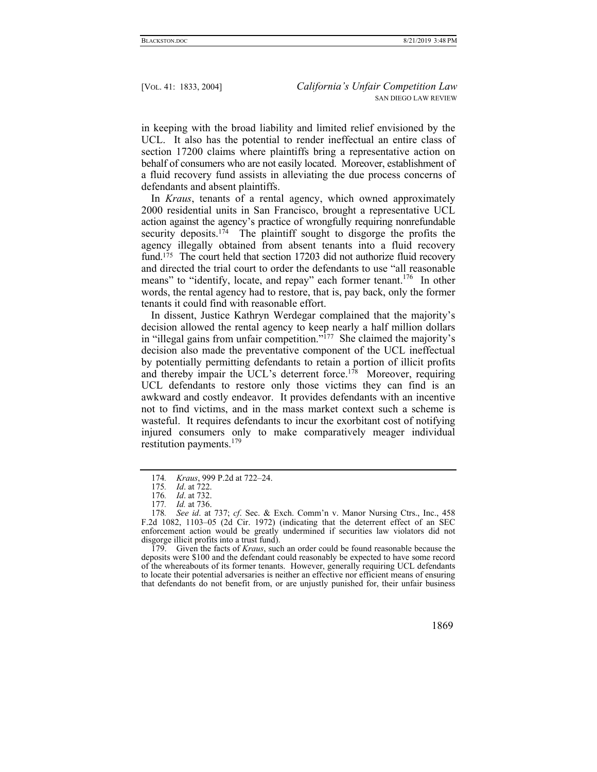in keeping with the broad liability and limited relief envisioned by the UCL. It also has the potential to render ineffectual an entire class of section 17200 claims where plaintiffs bring a representative action on behalf of consumers who are not easily located. Moreover, establishment of a fluid recovery fund assists in alleviating the due process concerns of defendants and absent plaintiffs.

In *Kraus*, tenants of a rental agency, which owned approximately 2000 residential units in San Francisco, brought a representative UCL action against the agency's practice of wrongfully requiring nonrefundable security deposits.[174] The plaintiff sought to disgorge the profits the agency illegally obtained from absent tenants into a fluid recovery fund.[175] The court held that section 17203 did not authorize fluid recovery and directed the trial court to order the defendants to use "all reasonable means" to "identify, locate, and repay" each former tenant.[176] In other words, the rental agency had to restore, that is, pay back, only the former tenants it could find with reasonable effort.

In dissent, Justice Kathryn Werdegar complained that the majority's decision allowed the rental agency to keep nearly a half million dollars in "illegal gains from unfair competition."[177] She claimed the majority's decision also made the preventative component of the UCL ineffectual by potentially permitting defendants to retain a portion of illicit profits and thereby impair the UCL's deterrent force.[178] Moreover, requiring UCL defendants to restore only those victims they can find is an awkward and costly endeavor. It provides defendants with an incentive not to find victims, and in the mass market context such a scheme is wasteful. It requires defendants to incur the exorbitant cost of notifying injured consumers only to make comparatively meager individual restitution payments.[179]

---

174. *Kraus*, 999 P.2d at 722–24.

175. *Id*. at 722.

176. *Id*. at 732.

177. *Id.* at 736.

178. *See id*. at 737; *cf*. Sec. & Exch. Comm'n v. Manor Nursing Ctrs., Inc., 458 F.2d 1082, 1103–05 (2d Cir. 1972) (indicating that the deterrent effect of an SEC enforcement action would be greatly undermined if securities law violators did not disgorge illicit profits into a trust fund).

179. Given the facts of *Kraus*, such an order could be found reasonable because the deposits were $100 and the defendant could reasonably be expected to have some record of the whereabouts of its former tenants. However, generally requiring UCL defendants to locate their potential adversaries is neither an effective nor efficient means of ensuring that defendants do not benefit from, or are unjustly punished for, their unfair business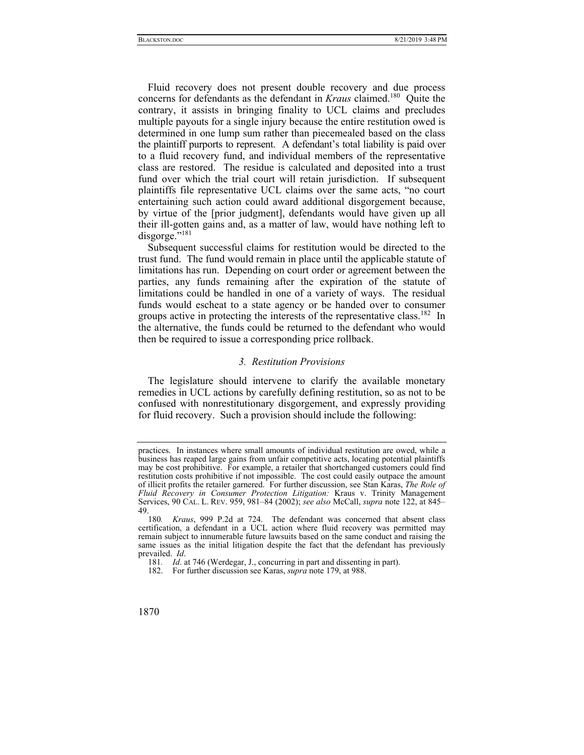Fluid recovery does not present double recovery and due process concerns for defendants as the defendant in *Kraus* claimed.[180] Quite the contrary, it assists in bringing finality to UCL claims and precludes multiple payouts for a single injury because the entire restitution owed is determined in one lump sum rather than piecemealed based on the class the plaintiff purports to represent. A defendant's total liability is paid over to a fluid recovery fund, and individual members of the representative class are restored. The residue is calculated and deposited into a trust fund over which the trial court will retain jurisdiction. If subsequent plaintiffs file representative UCL claims over the same acts, "no court entertaining such action could award additional disgorgement because, by virtue of the [prior judgment], defendants would have given up all their ill-gotten gains and, as a matter of law, would have nothing left to disgorge."[181]

Subsequent successful claims for restitution would be directed to the trust fund. The fund would remain in place until the applicable statute of limitations has run. Depending on court order or agreement between the parties, any funds remaining after the expiration of the statute of limitations could be handled in one of a variety of ways. The residual funds would escheat to a state agency or be handed over to consumer groups active in protecting the interests of the representative class.[182] In the alternative, the funds could be returned to the defendant who would then be required to issue a corresponding price rollback.

### *3. Restitution Provisions*

The legislature should intervene to clarify the available monetary remedies in UCL actions by carefully defining restitution, so as not to be confused with nonrestitutionary disgorgement, and expressly providing for fluid recovery. Such a provision should include the following:

---

practices. In instances where small amounts of individual restitution are owed, while a business has reaped large gains from unfair competitive acts, locating potential plaintiffs may be cost prohibitive. For example, a retailer that shortchanged customers could find restitution costs prohibitive if not impossible. The cost could easily outpace the amount of illicit profits the retailer garnered. For further discussion, see Stan Karas, *The Role of Fluid Recovery in Consumer Protection Litigation:* Kraus v. Trinity Management Services, 90 CAL. L. REV. 959, 981–84 (2002); *see also* McCall, *supra* note 122, at 845–49.

180. *Kraus*, 999 P.2d at 724. The defendant was concerned that absent class certification, a defendant in a UCL action where fluid recovery was permitted may remain subject to innumerable future lawsuits based on the same conduct and raising the same issues as the initial litigation despite the fact that the defendant has previously prevailed. *Id*.

181. *Id*. at 746 (Werdegar, J., concurring in part and dissenting in part).

182. For further discussion see Karas, *supra* note 179, at 988.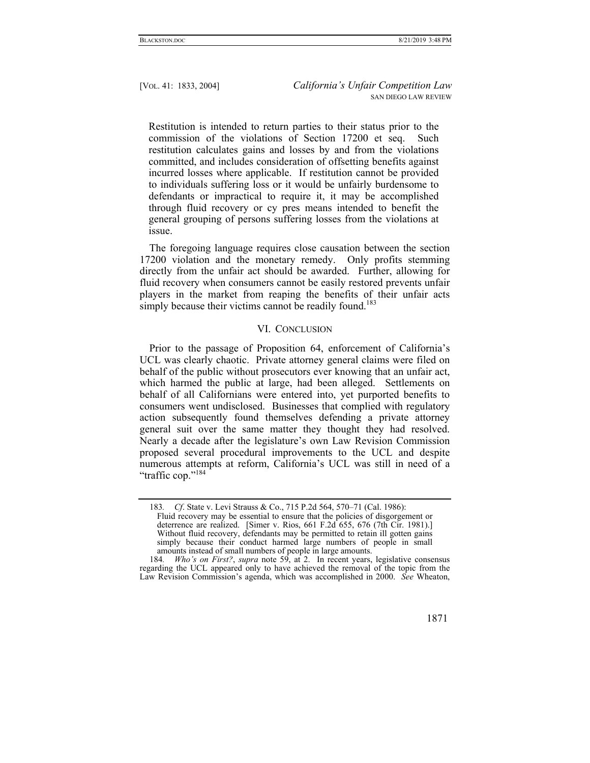> Restitution is intended to return parties to their status prior to the commission of the violations of Section 17200 et seq. Such restitution calculates gains and losses by and from the violations committed, and includes consideration of offsetting benefits against incurred losses where applicable. If restitution cannot be provided to individuals suffering loss or it would be unfairly burdensome to defendants or impractical to require it, it may be accomplished through fluid recovery or cy pres means intended to benefit the general grouping of persons suffering losses from the violations at issue.

The foregoing language requires close causation between the section 17200 violation and the monetary remedy. Only profits stemming directly from the unfair act should be awarded. Further, allowing for fluid recovery when consumers cannot be easily restored prevents unfair players in the market from reaping the benefits of their unfair acts simply because their victims cannot be readily found.[183]

## VI. Conclusion

Prior to the passage of Proposition 64, enforcement of California's UCL was clearly chaotic. Private attorney general claims were filed on behalf of the public without prosecutors ever knowing that an unfair act, which harmed the public at large, had been alleged. Settlements on behalf of all Californians were entered into, yet purported benefits to consumers went undisclosed. Businesses that complied with regulatory action subsequently found themselves defending a private attorney general suit over the same matter they thought they had resolved. Nearly a decade after the legislature's own Law Revision Commission proposed several procedural improvements to the UCL and despite numerous attempts at reform, California's UCL was still in need of a "traffic cop."[184]

---

183. *Cf.* State v. Levi Strauss & Co., 715 P.2d 564, 570–71 (Cal. 1986):

> Fluid recovery may be essential to ensure that the policies of disgorgement or deterrence are realized. [Simer v. Rios, 661 F.2d 655, 676 (7th Cir. 1981).] Without fluid recovery, defendants may be permitted to retain ill gotten gains simply because their conduct harmed large numbers of people in small amounts instead of small numbers of people in large amounts.

184. *Who's on First?*, *supra* note 59, at 2. In recent years, legislative consensus regarding the UCL appeared only to have achieved the removal of the topic from the Law Revision Commission's agenda, which was accomplished in 2000. *See* Wheaton,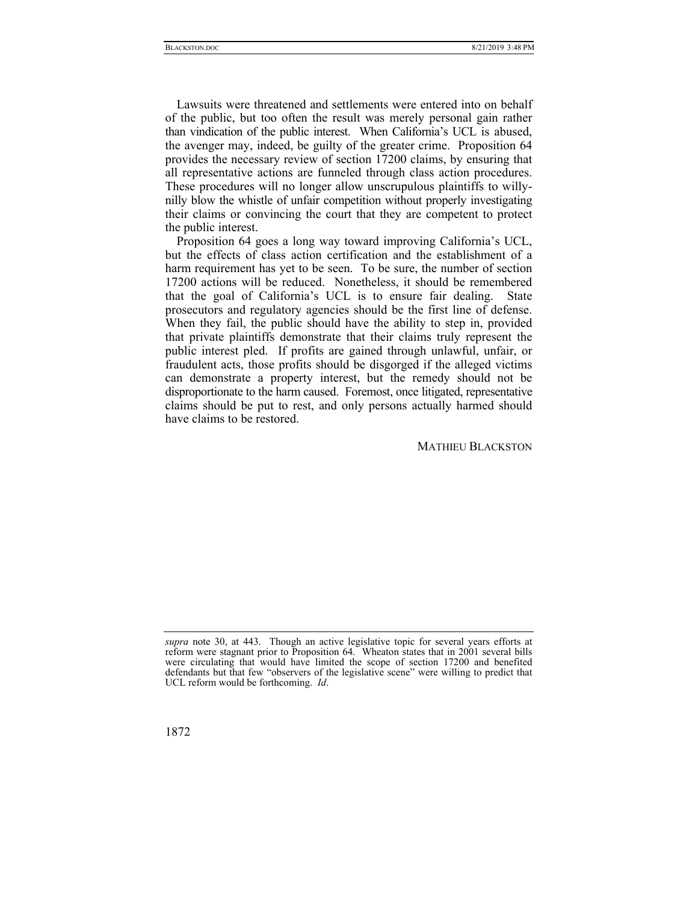Lawsuits were threatened and settlements were entered into on behalf of the public, but too often the result was merely personal gain rather than vindication of the public interest. When California's UCL is abused, the avenger may, indeed, be guilty of the greater crime. Proposition 64 provides the necessary review of section 17200 claims, by ensuring that all representative actions are funneled through class action procedures. These procedures will no longer allow unscrupulous plaintiffs to willy-nilly blow the whistle of unfair competition without properly investigating their claims or convincing the court that they are competent to protect the public interest.

Proposition 64 goes a long way toward improving California's UCL, but the effects of class action certification and the establishment of a harm requirement has yet to be seen. To be sure, the number of section 17200 actions will be reduced. Nonetheless, it should be remembered that the goal of California's UCL is to ensure fair dealing. State prosecutors and regulatory agencies should be the first line of defense. When they fail, the public should have the ability to step in, provided that private plaintiffs demonstrate that their claims truly represent the public interest pled. If profits are gained through unlawful, unfair, or fraudulent acts, those profits should be disgorged if the alleged victims can demonstrate a property interest, but the remedy should not be disproportionate to the harm caused. Foremost, once litigated, representative claims should be put to rest, and only persons actually harmed should have claims to be restored.

MATHIEU BLACKSTON

---

*supra* note 30, at 443. Though an active legislative topic for several years efforts at reform were stagnant prior to Proposition 64. Wheaton states that in 2001 several bills were circulating that would have limited the scope of section 17200 and benefited defendants but that few "observers of the legislative scene" were willing to predict that UCL reform would be forthcoming. *Id*.